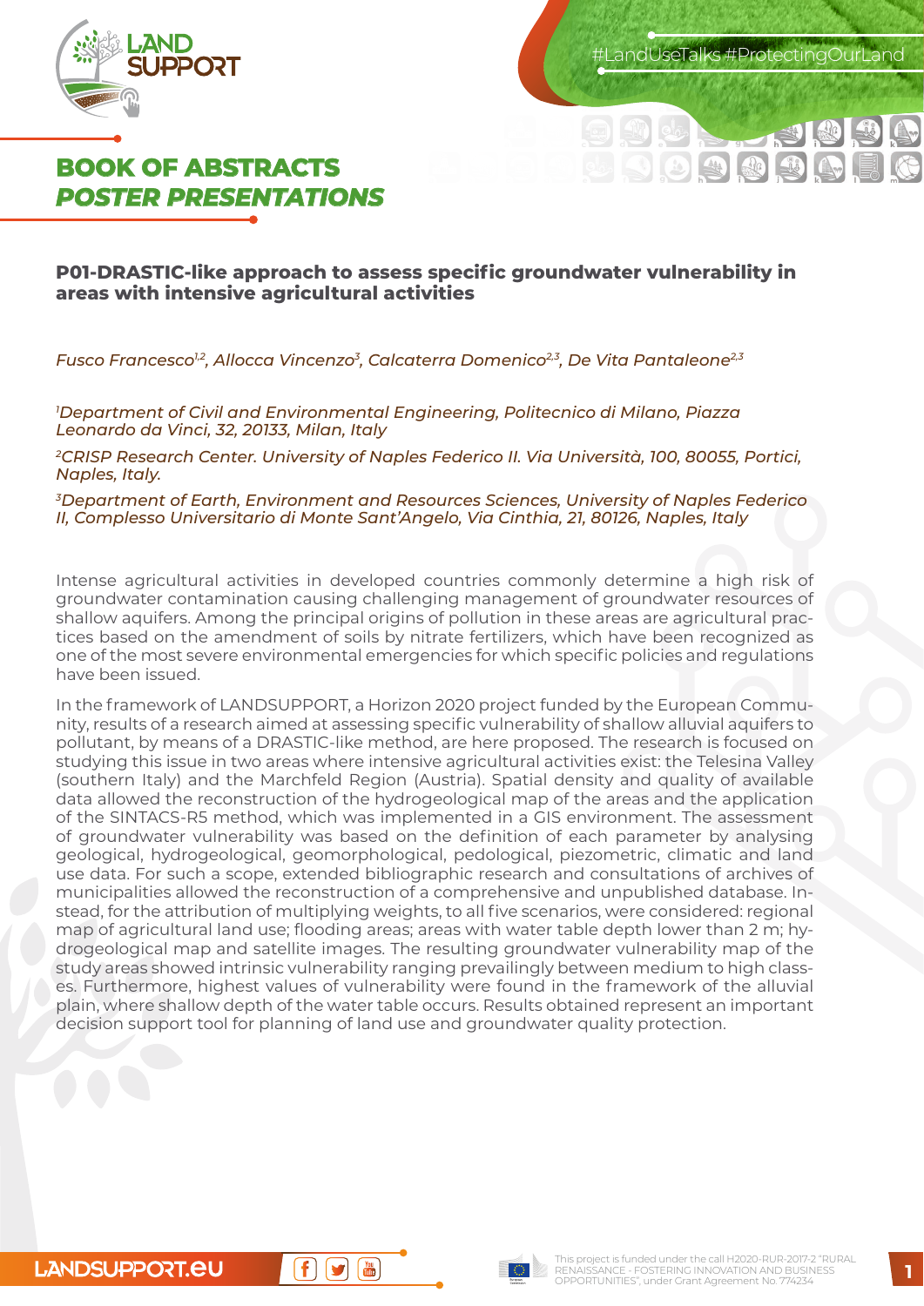# BOOK OF ABSTRACTS
## *POSTER PRESENTATIONS*

### P01-DRASTIC-like approach to assess specific groundwater vulnerability in areas with intensive agricultural activities

*Fusco Francesco[1,2], Allocca Vincenzo[3], Calcaterra Domenico[2,3], De Vita Pantaleone[2,3]*

*[1]Department of Civil and Environmental Engineering, Politecnico di Milano, Piazza Leonardo da Vinci, 32, 20133, Milan, Italy*

*[2]CRISP Research Center. University of Naples Federico II. Via Università, 100, 80055, Portici, Naples, Italy.*

*[3]Department of Earth, Environment and Resources Sciences, University of Naples Federico II, Complesso Universitario di Monte Sant'Angelo, Via Cinthia, 21, 80126, Naples, Italy*

Intense agricultural activities in developed countries commonly determine a high risk of groundwater contamination causing challenging management of groundwater resources of shallow aquifers. Among the principal origins of pollution in these areas are agricultural practices based on the amendment of soils by nitrate fertilizers, which have been recognized as one of the most severe environmental emergencies for which specific policies and regulations have been issued.

In the framework of LANDSUPPORT, a Horizon 2020 project funded by the European Community, results of a research aimed at assessing specific vulnerability of shallow alluvial aquifers to pollutant, by means of a DRASTIC-like method, are here proposed. The research is focused on studying this issue in two areas where intensive agricultural activities exist: the Telesina Valley (southern Italy) and the Marchfeld Region (Austria). Spatial density and quality of available data allowed the reconstruction of the hydrogeological map of the areas and the application of the SINTACS-R5 method, which was implemented in a GIS environment. The assessment of groundwater vulnerability was based on the definition of each parameter by analysing geological, hydrogeological, geomorphological, pedological, piezometric, climatic and land use data. For such a scope, extended bibliographic research and consultations of archives of municipalities allowed the reconstruction of a comprehensive and unpublished database. Instead, for the attribution of multiplying weights, to all five scenarios, were considered: regional map of agricultural land use; flooding areas; areas with water table depth lower than 2 m; hydrogeological map and satellite images. The resulting groundwater vulnerability map of the study areas showed intrinsic vulnerability ranging prevailingly between medium to high classes. Furthermore, highest values of vulnerability were found in the framework of the alluvial plain, where shallow depth of the water table occurs. Results obtained represent an important decision support tool for planning of land use and groundwater quality protection.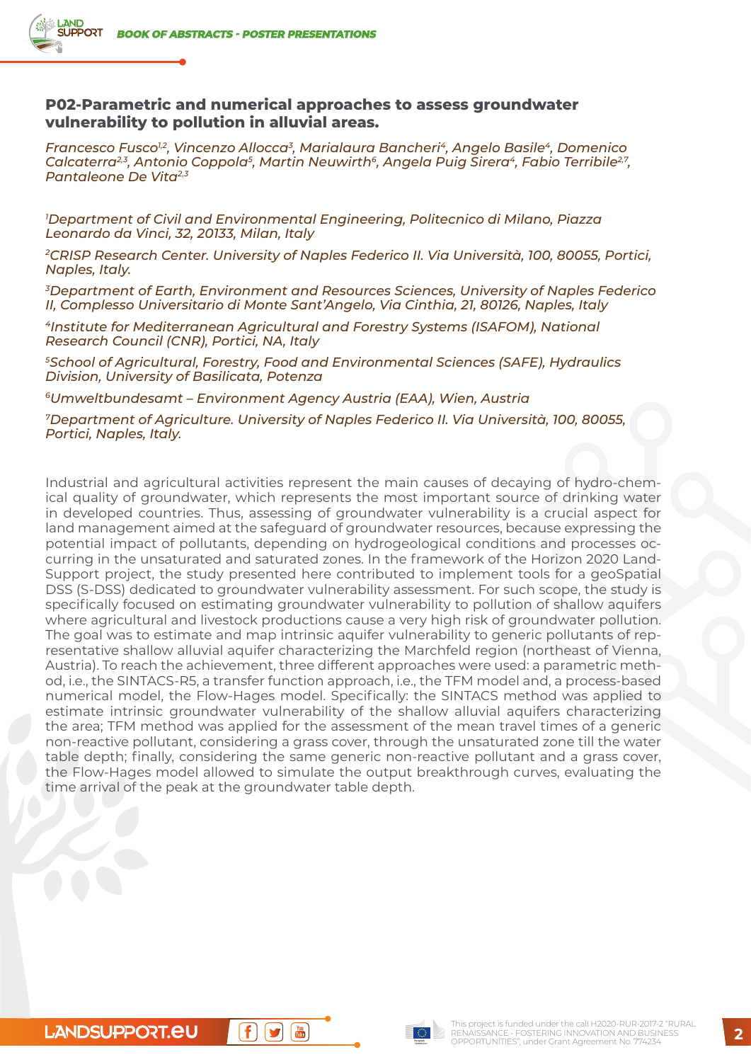## P02-Parametric and numerical approaches to assess groundwater vulnerability to pollution in alluvial areas.

*Francesco Fusco[1,2], Vincenzo Allocca[3], Marialaura Bancheri[4], Angelo Basile[4], Domenico Calcaterra[2,3], Antonio Coppola[5], Martin Neuwirth[6], Angela Puig Sirera[4], Fabio Terribile[2,7], Pantaleone De Vita[2,3]*

*[1]Department of Civil and Environmental Engineering, Politecnico di Milano, Piazza Leonardo da Vinci, 32, 20133, Milan, Italy*

*[2]CRISP Research Center. University of Naples Federico II. Via Università, 100, 80055, Portici, Naples, Italy.*

*[3]Department of Earth, Environment and Resources Sciences, University of Naples Federico II, Complesso Universitario di Monte Sant'Angelo, Via Cinthia, 21, 80126, Naples, Italy*

*[4]Institute for Mediterranean Agricultural and Forestry Systems (ISAFOM), National Research Council (CNR), Portici, NA, Italy*

*[5]School of Agricultural, Forestry, Food and Environmental Sciences (SAFE), Hydraulics Division, University of Basilicata, Potenza*

*[6]Umweltbundesamt – Environment Agency Austria (EAA), Wien, Austria*

*[7]Department of Agriculture. University of Naples Federico II. Via Università, 100, 80055, Portici, Naples, Italy.*

Industrial and agricultural activities represent the main causes of decaying of hydro-chemical quality of groundwater, which represents the most important source of drinking water in developed countries. Thus, assessing of groundwater vulnerability is a crucial aspect for land management aimed at the safeguard of groundwater resources, because expressing the potential impact of pollutants, depending on hydrogeological conditions and processes occurring in the unsaturated and saturated zones. In the framework of the Horizon 2020 Land-Support project, the study presented here contributed to implement tools for a geoSpatial DSS (S-DSS) dedicated to groundwater vulnerability assessment. For such scope, the study is specifically focused on estimating groundwater vulnerability to pollution of shallow aquifers where agricultural and livestock productions cause a very high risk of groundwater pollution. The goal was to estimate and map intrinsic aquifer vulnerability to generic pollutants of representative shallow alluvial aquifer characterizing the Marchfeld region (northeast of Vienna, Austria). To reach the achievement, three different approaches were used: a parametric method, i.e., the SINTACS-R5, a transfer function approach, i.e., the TFM model and, a process-based numerical model, the Flow-Hages model. Specifically: the SINTACS method was applied to estimate intrinsic groundwater vulnerability of the shallow alluvial aquifers characterizing the area; TFM method was applied for the assessment of the mean travel times of a generic non-reactive pollutant, considering a grass cover, through the unsaturated zone till the water table depth; finally, considering the same generic non-reactive pollutant and a grass cover, the Flow-Hages model allowed to simulate the output breakthrough curves, evaluating the time arrival of the peak at the groundwater table depth.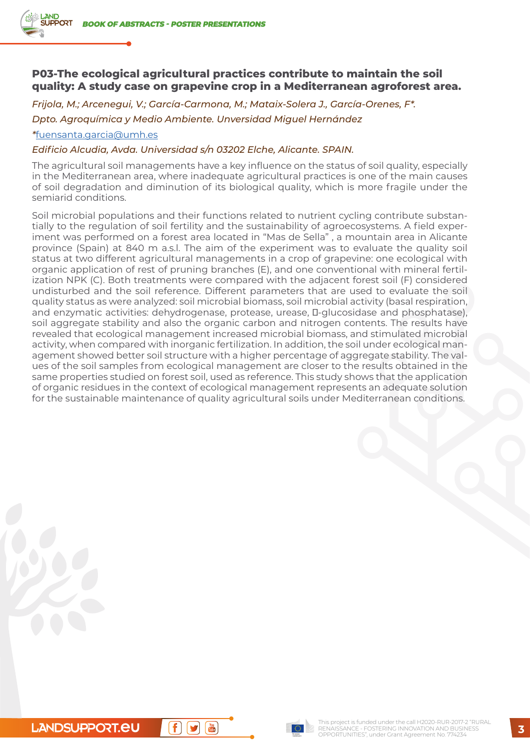## P03-The ecological agricultural practices contribute to maintain the soil quality: A study case on grapevine crop in a Mediterranean agroforest area.

*Frijola, M.; Arcenegui, V.; García-Carmona, M.; Mataix-Solera J., García-Orenes, F*.*

*Dpto. Agroquímica y Medio Ambiente. Unversidad Miguel Hernández*

*[fuensanta.garcia@umh.es](mailto:fuensanta.garcia@umh.es)

*Edificio Alcudia, Avda. Universidad s/n 03202 Elche, Alicante. SPAIN.*

The agricultural soil managements have a key influence on the status of soil quality, especially in the Mediterranean area, where inadequate agricultural practices is one of the main causes of soil degradation and diminution of its biological quality, which is more fragile under the semiarid conditions.

Soil microbial populations and their functions related to nutrient cycling contribute substantially to the regulation of soil fertility and the sustainability of agroecosystems. A field experiment was performed on a forest area located in "Mas de Sella" , a mountain area in Alicante province (Spain) at 840 m a.s.l. The aim of the experiment was to evaluate the quality soil status at two different agricultural managements in a crop of grapevine: one ecological with organic application of rest of pruning branches (E), and one conventional with mineral fertilization NPK (C). Both treatments were compared with the adjacent forest soil (F) considered undisturbed and the soil reference. Different parameters that are used to evaluate the soil quality status as were analyzed: soil microbial biomass, soil microbial activity (basal respiration, and enzymatic activities: dehydrogenase, protease, urease, β-glucosidase and phosphatase), soil aggregate stability and also the organic carbon and nitrogen contents. The results have revealed that ecological management increased microbial biomass, and stimulated microbial activity, when compared with inorganic fertilization. In addition, the soil under ecological management showed better soil structure with a higher percentage of aggregate stability. The values of the soil samples from ecological management are closer to the results obtained in the same properties studied on forest soil, used as reference. This study shows that the application of organic residues in the context of ecological management represents an adequate solution for the sustainable maintenance of quality agricultural soils under Mediterranean conditions.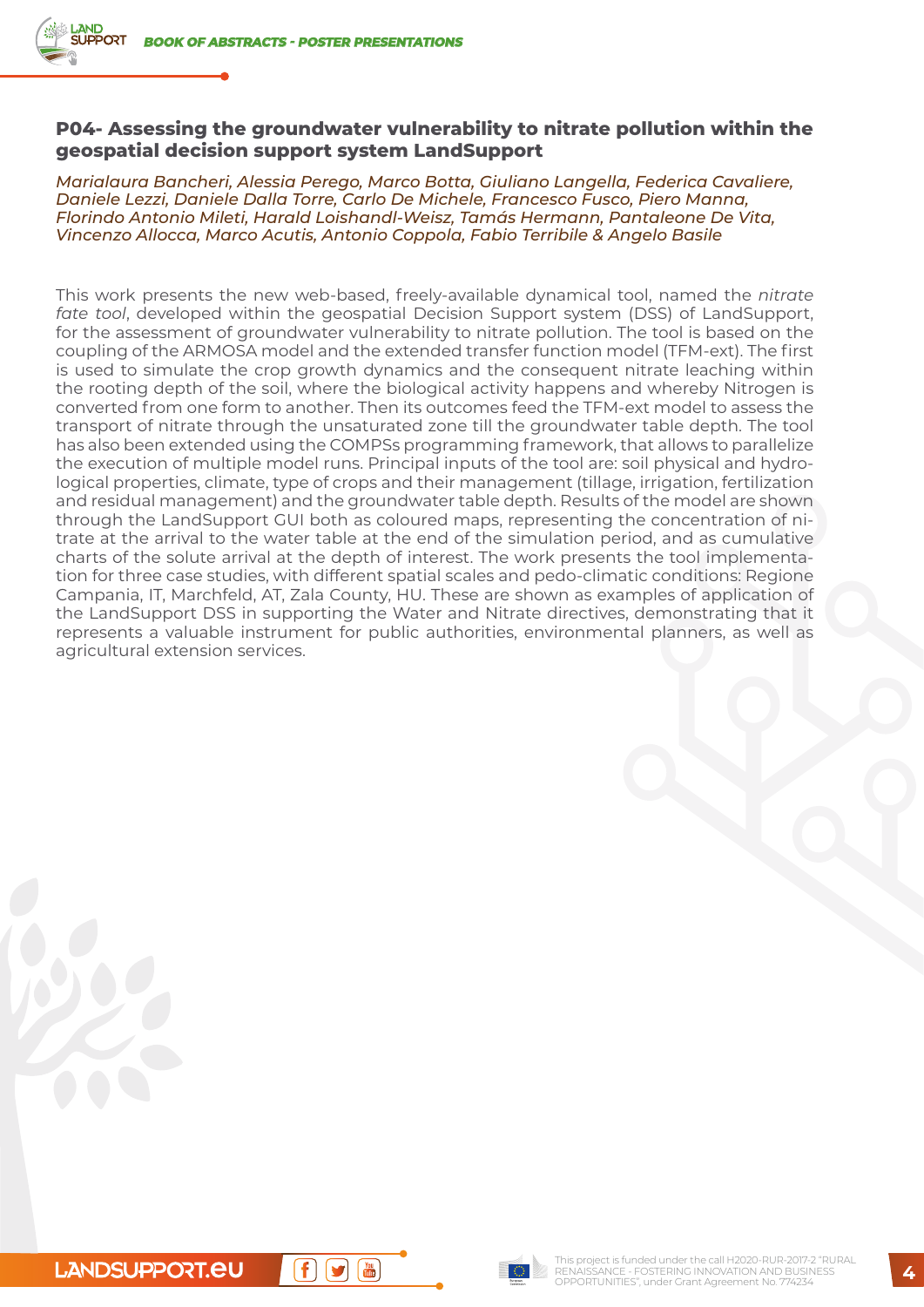## P04- Assessing the groundwater vulnerability to nitrate pollution within the geospatial decision support system LandSupport

*Marialaura Bancheri, Alessia Perego, Marco Botta, Giuliano Langella, Federica Cavaliere, Daniele Lezzi, Daniele Dalla Torre, Carlo De Michele, Francesco Fusco, Piero Manna, Florindo Antonio Mileti, Harald Loishandl-Weisz, Tamás Hermann, Pantaleone De Vita, Vincenzo Allocca, Marco Acutis, Antonio Coppola, Fabio Terribile & Angelo Basile*

This work presents the new web-based, freely-available dynamical tool, named the *nitrate fate tool*, developed within the geospatial Decision Support system (DSS) of LandSupport, for the assessment of groundwater vulnerability to nitrate pollution. The tool is based on the coupling of the ARMOSA model and the extended transfer function model (TFM-ext). The first is used to simulate the crop growth dynamics and the consequent nitrate leaching within the rooting depth of the soil, where the biological activity happens and whereby Nitrogen is converted from one form to another. Then its outcomes feed the TFM-ext model to assess the transport of nitrate through the unsaturated zone till the groundwater table depth. The tool has also been extended using the COMPSs programming framework, that allows to parallelize the execution of multiple model runs. Principal inputs of the tool are: soil physical and hydrological properties, climate, type of crops and their management (tillage, irrigation, fertilization and residual management) and the groundwater table depth. Results of the model are shown through the LandSupport GUI both as coloured maps, representing the concentration of nitrate at the arrival to the water table at the end of the simulation period, and as cumulative charts of the solute arrival at the depth of interest. The work presents the tool implementation for three case studies, with different spatial scales and pedo-climatic conditions: Regione Campania, IT, Marchfeld, AT, Zala County, HU. These are shown as examples of application of the LandSupport DSS in supporting the Water and Nitrate directives, demonstrating that it represents a valuable instrument for public authorities, environmental planners, as well as agricultural extension services.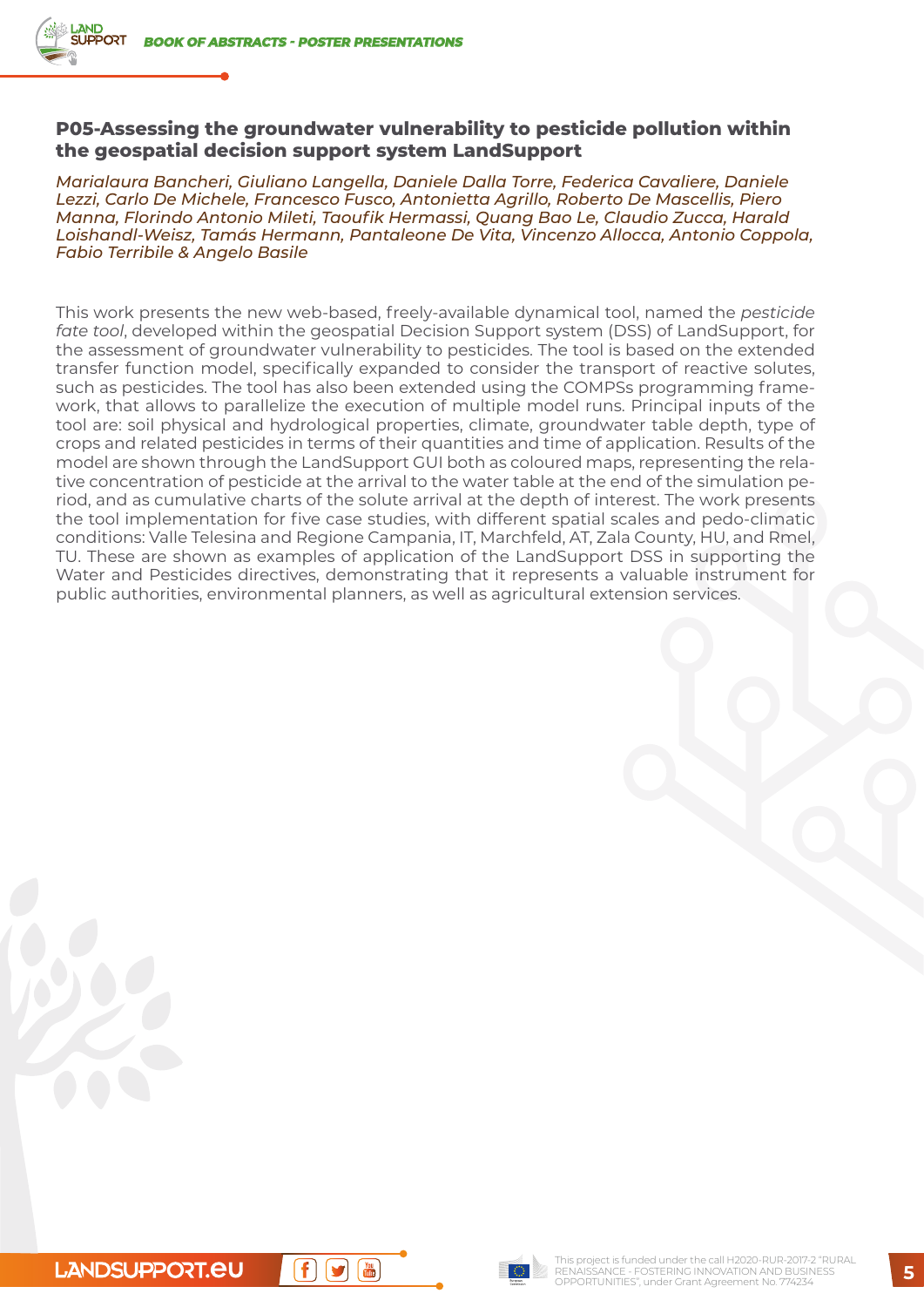## P05-Assessing the groundwater vulnerability to pesticide pollution within the geospatial decision support system LandSupport

*Marialaura Bancheri, Giuliano Langella, Daniele Dalla Torre, Federica Cavaliere, Daniele Lezzi, Carlo De Michele, Francesco Fusco, Antonietta Agrillo, Roberto De Mascellis, Piero Manna, Florindo Antonio Mileti, Taoufik Hermassi, Quang Bao Le, Claudio Zucca, Harald Loishandl-Weisz, Tamás Hermann, Pantaleone De Vita, Vincenzo Allocca, Antonio Coppola, Fabio Terribile & Angelo Basile*

This work presents the new web-based, freely-available dynamical tool, named the *pesticide fate tool*, developed within the geospatial Decision Support system (DSS) of LandSupport, for the assessment of groundwater vulnerability to pesticides. The tool is based on the extended transfer function model, specifically expanded to consider the transport of reactive solutes, such as pesticides. The tool has also been extended using the COMPSs programming framework, that allows to parallelize the execution of multiple model runs. Principal inputs of the tool are: soil physical and hydrological properties, climate, groundwater table depth, type of crops and related pesticides in terms of their quantities and time of application. Results of the model are shown through the LandSupport GUI both as coloured maps, representing the relative concentration of pesticide at the arrival to the water table at the end of the simulation period, and as cumulative charts of the solute arrival at the depth of interest. The work presents the tool implementation for five case studies, with different spatial scales and pedo-climatic conditions: Valle Telesina and Regione Campania, IT, Marchfeld, AT, Zala County, HU, and Rmel, TU. These are shown as examples of application of the LandSupport DSS in supporting the Water and Pesticides directives, demonstrating that it represents a valuable instrument for public authorities, environmental planners, as well as agricultural extension services.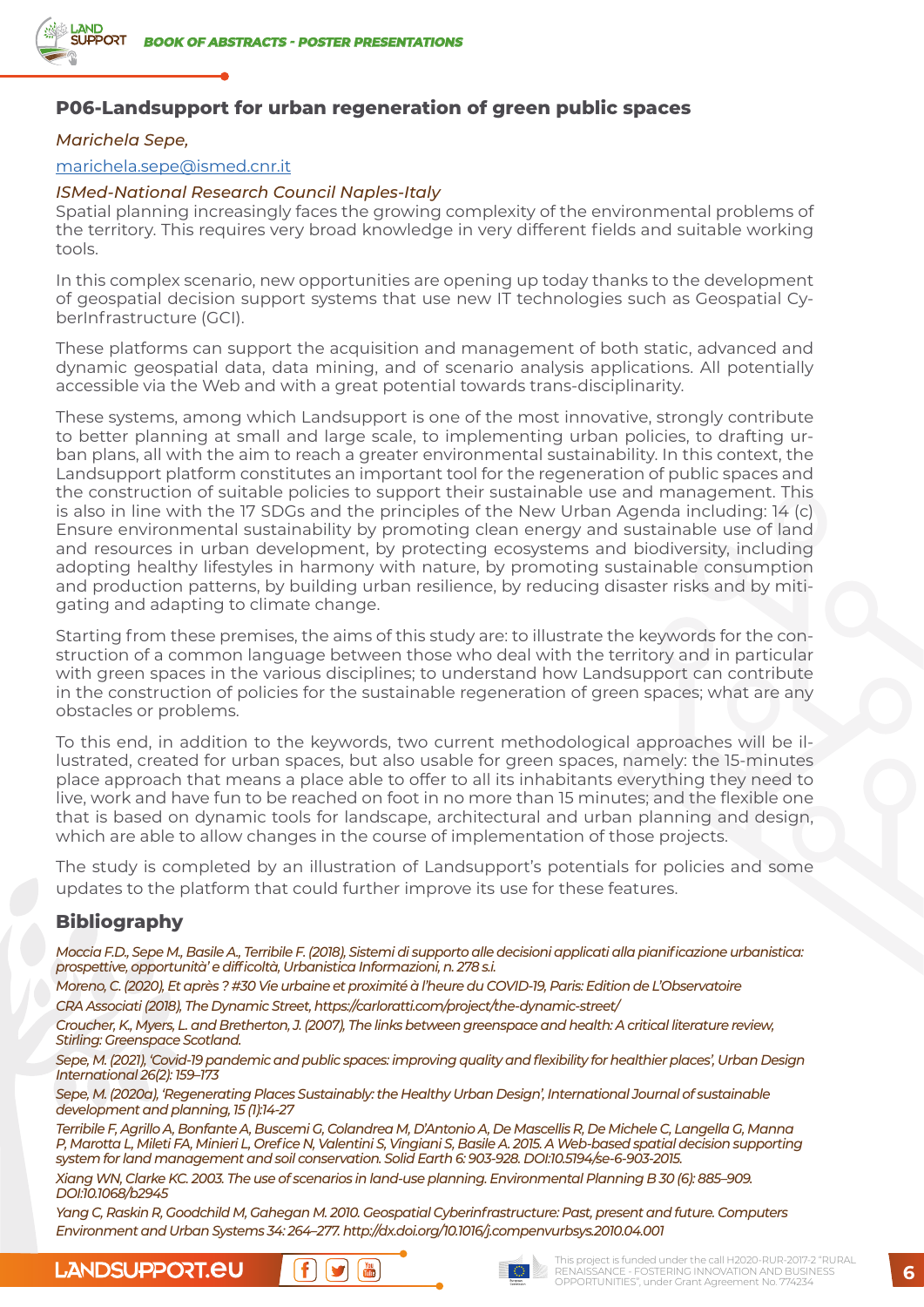## P06-Landsupport for urban regeneration of green public spaces

*Marichela Sepe,*

marichela.sepe@ismed.cnr.it

*ISMed-National Research Council Naples-Italy*

Spatial planning increasingly faces the growing complexity of the environmental problems of the territory. This requires very broad knowledge in very different fields and suitable working tools.

In this complex scenario, new opportunities are opening up today thanks to the development of geospatial decision support systems that use new IT technologies such as Geospatial CyberInfrastructure (GCI).

These platforms can support the acquisition and management of both static, advanced and dynamic geospatial data, data mining, and of scenario analysis applications. All potentially accessible via the Web and with a great potential towards trans-disciplinarity.

These systems, among which Landsupport is one of the most innovative, strongly contribute to better planning at small and large scale, to implementing urban policies, to drafting urban plans, all with the aim to reach a greater environmental sustainability. In this context, the Landsupport platform constitutes an important tool for the regeneration of public spaces and the construction of suitable policies to support their sustainable use and management. This is also in line with the 17 SDGs and the principles of the New Urban Agenda including: 14 (c) Ensure environmental sustainability by promoting clean energy and sustainable use of land and resources in urban development, by protecting ecosystems and biodiversity, including adopting healthy lifestyles in harmony with nature, by promoting sustainable consumption and production patterns, by building urban resilience, by reducing disaster risks and by mitigating and adapting to climate change.

Starting from these premises, the aims of this study are: to illustrate the keywords for the construction of a common language between those who deal with the territory and in particular with green spaces in the various disciplines; to understand how Landsupport can contribute in the construction of policies for the sustainable regeneration of green spaces; what are any obstacles or problems.

To this end, in addition to the keywords, two current methodological approaches will be illustrated, created for urban spaces, but also usable for green spaces, namely: the 15-minutes place approach that means a place able to offer to all its inhabitants everything they need to live, work and have fun to be reached on foot in no more than 15 minutes; and the flexible one that is based on dynamic tools for landscape, architectural and urban planning and design, which are able to allow changes in the course of implementation of those projects.

The study is completed by an illustration of Landsupport's potentials for policies and some updates to the platform that could further improve its use for these features.

### Bibliography

*Moccia F.D., Sepe M., Basile A., Terribile F. (2018), Sistemi di supporto alle decisioni applicati alla pianificazione urbanistica: prospettive, opportunità' e difficoltà, Urbanistica Informazioni, n. 278 s.i.*

*Moreno, C. (2020), Et après ? #30 Vie urbaine et proximité à l'heure du COVID-19, Paris: Edition de L'Observatoire*

*CRA Associati (2018), The Dynamic Street, https://carloratti.com/project/the-dynamic-street/*

*Croucher, K., Myers, L. and Bretherton, J. (2007), The links between greenspace and health: A critical literature review, Stirling: Greenspace Scotland.*

*Sepe, M. (2021), 'Covid-19 pandemic and public spaces: improving quality and flexibility for healthier places', Urban Design International 26(2): 159–173*

*Sepe, M. (2020a), 'Regenerating Places Sustainably: the Healthy Urban Design', International Journal of sustainable development and planning, 15 (1):14-27*

*Terribile F, Agrillo A, Bonfante A, Buscemi G, Colandrea M, D'Antonio A, De Mascellis R, De Michele C, Langella G, Manna P, Marotta L, Mileti FA, Minieri L, Orefice N, Valentini S, Vingiani S, Basile A. 2015. A Web-based spatial decision supporting system for land management and soil conservation. Solid Earth 6: 903-928. DOI:10.5194/se-6-903-2015.*

*Xiang WN, Clarke KC. 2003. The use of scenarios in land-use planning. Environmental Planning B 30 (6): 885–909. DOI:10.1068/b2945*

*Yang C, Raskin R, Goodchild M, Gahegan M. 2010. Geospatial Cyberinfrastructure: Past, present and future. Computers Environment and Urban Systems 34: 264–277. http://dx.doi.org/10.1016/j.compenvurbsys.2010.04.001*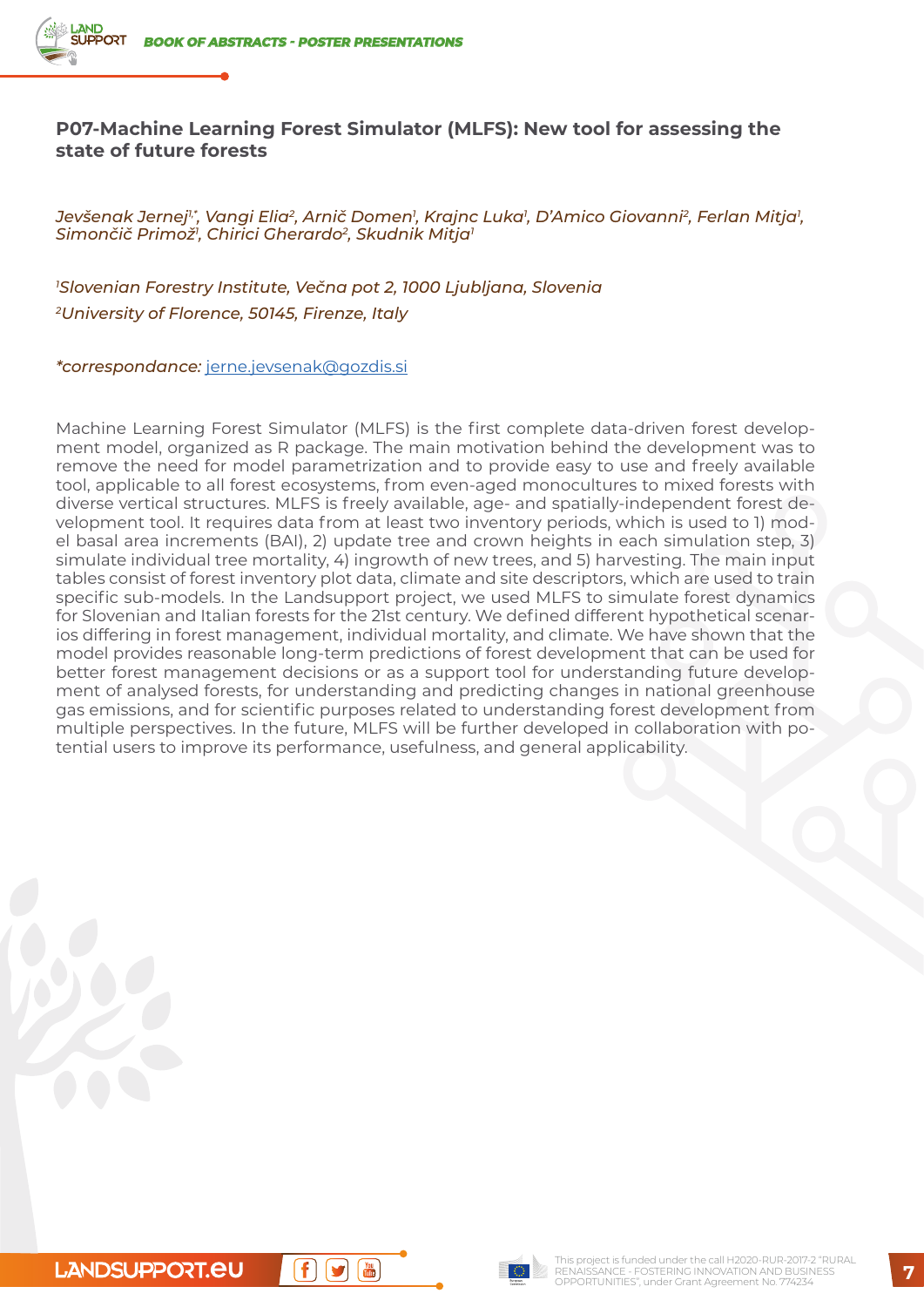## P07-Machine Learning Forest Simulator (MLFS): New tool for assessing the state of future forests

*Jevšenak Jernej[1,*], Vangi Elia[2], Arnič Domen[1], Krajnc Luka[1], D'Amico Giovanni[2], Ferlan Mitja[1], Simončič Primož[1], Chirici Gherardo[2], Skudnik Mitja[1]*

*[1]Slovenian Forestry Institute, Večna pot 2, 1000 Ljubljana, Slovenia*

*[2]University of Florence, 50145, Firenze, Italy*

*\*correspondance:* jerne.jevsenak@gozdis.si

Machine Learning Forest Simulator (MLFS) is the first complete data-driven forest development model, organized as R package. The main motivation behind the development was to remove the need for model parametrization and to provide easy to use and freely available tool, applicable to all forest ecosystems, from even-aged monocultures to mixed forests with diverse vertical structures. MLFS is freely available, age- and spatially-independent forest development tool. It requires data from at least two inventory periods, which is used to 1) model basal area increments (BAI), 2) update tree and crown heights in each simulation step, 3) simulate individual tree mortality, 4) ingrowth of new trees, and 5) harvesting. The main input tables consist of forest inventory plot data, climate and site descriptors, which are used to train specific sub-models. In the Landsupport project, we used MLFS to simulate forest dynamics for Slovenian and Italian forests for the 21st century. We defined different hypothetical scenarios differing in forest management, individual mortality, and climate. We have shown that the model provides reasonable long-term predictions of forest development that can be used for better forest management decisions or as a support tool for understanding future development of analysed forests, for understanding and predicting changes in national greenhouse gas emissions, and for scientific purposes related to understanding forest development from multiple perspectives. In the future, MLFS will be further developed in collaboration with potential users to improve its performance, usefulness, and general applicability.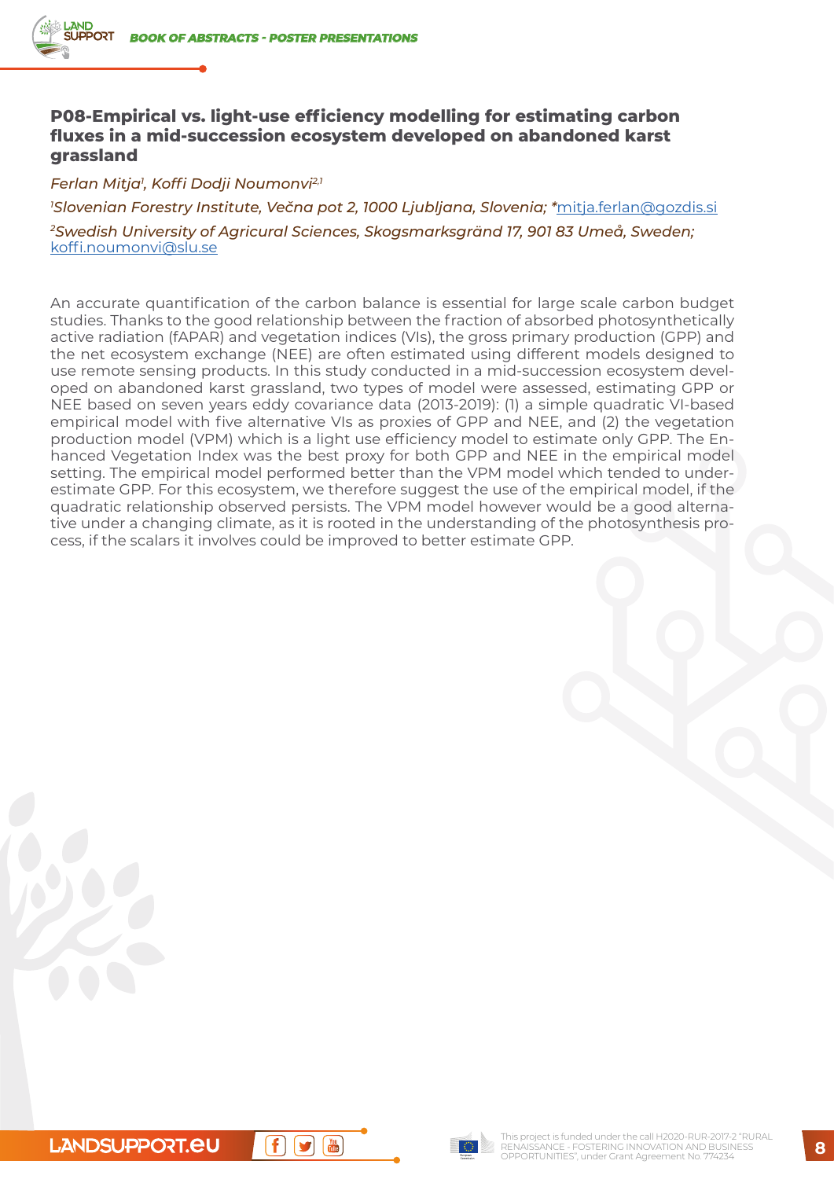### P08-Empirical vs. light-use efficiency modelling for estimating carbon fluxes in a mid-succession ecosystem developed on abandoned karst grassland

*Ferlan Mitja[1], Koffi Dodji Noumonvi[2,1]*

*[1]Slovenian Forestry Institute, Večna pot 2, 1000 Ljubljana, Slovenia; *mitja.ferlan@gozdis.si*

*[2]Swedish University of Agricural Sciences, Skogsmarksgränd 17, 901 83 Umeå, Sweden; koffi.noumonvi@slu.se*

An accurate quantification of the carbon balance is essential for large scale carbon budget studies. Thanks to the good relationship between the fraction of absorbed photosynthetically active radiation (fAPAR) and vegetation indices (VIs), the gross primary production (GPP) and the net ecosystem exchange (NEE) are often estimated using different models designed to use remote sensing products. In this study conducted in a mid-succession ecosystem developed on abandoned karst grassland, two types of model were assessed, estimating GPP or NEE based on seven years eddy covariance data (2013-2019): (1) a simple quadratic VI-based empirical model with five alternative VIs as proxies of GPP and NEE, and (2) the vegetation production model (VPM) which is a light use efficiency model to estimate only GPP. The Enhanced Vegetation Index was the best proxy for both GPP and NEE in the empirical model setting. The empirical model performed better than the VPM model which tended to underestimate GPP. For this ecosystem, we therefore suggest the use of the empirical model, if the quadratic relationship observed persists. The VPM model however would be a good alternative under a changing climate, as it is rooted in the understanding of the photosynthesis process, if the scalars it involves could be improved to better estimate GPP.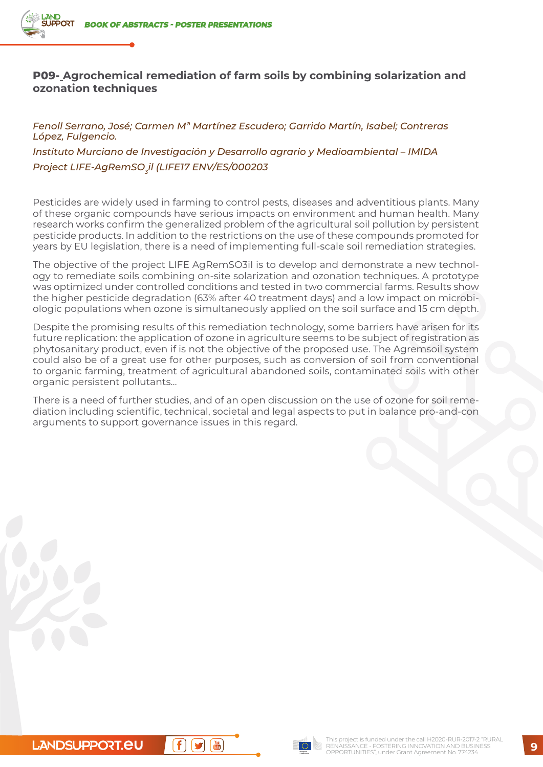## P09- Agrochemical remediation of farm soils by combining solarization and ozonation techniques

*Fenoll Serrano, José; Carmen Mª Martínez Escudero; Garrido Martín, Isabel; Contreras López, Fulgencio.*

*Instituto Murciano de Investigación y Desarrollo agrario y Medioambiental – IMIDA*

*Project LIFE-AgRemSO$_3$il (LIFE17 ENV/ES/000203*

Pesticides are widely used in farming to control pests, diseases and adventitious plants. Many of these organic compounds have serious impacts on environment and human health. Many research works confirm the generalized problem of the agricultural soil pollution by persistent pesticide products. In addition to the restrictions on the use of these compounds promoted for years by EU legislation, there is a need of implementing full-scale soil remediation strategies.

The objective of the project LIFE AgRemSO3il is to develop and demonstrate a new technology to remediate soils combining on-site solarization and ozonation techniques. A prototype was optimized under controlled conditions and tested in two commercial farms. Results show the higher pesticide degradation (63% after 40 treatment days) and a low impact on microbiologic populations when ozone is simultaneously applied on the soil surface and 15 cm depth.

Despite the promising results of this remediation technology, some barriers have arisen for its future replication: the application of ozone in agriculture seems to be subject of registration as phytosanitary product, even if is not the objective of the proposed use. The Agremsoil system could also be of a great use for other purposes, such as conversion of soil from conventional to organic farming, treatment of agricultural abandoned soils, contaminated soils with other organic persistent pollutants…

There is a need of further studies, and of an open discussion on the use of ozone for soil remediation including scientific, technical, societal and legal aspects to put in balance pro-and-con arguments to support governance issues in this regard.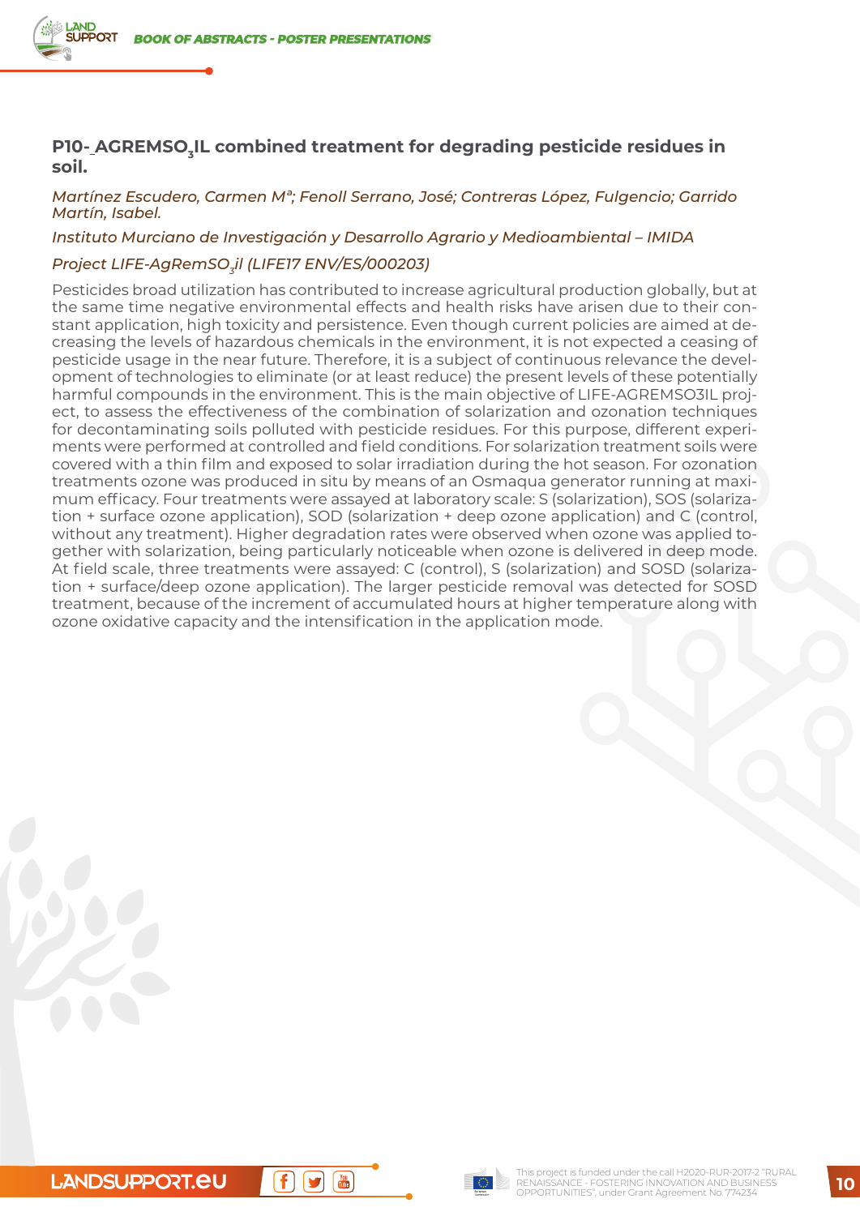### P10- AGREMSO$_3$IL combined treatment for degrading pesticide residues in soil.

*Martínez Escudero, Carmen Mª; Fenoll Serrano, José; Contreras López, Fulgencio; Garrido Martín, Isabel.*

*Instituto Murciano de Investigación y Desarrollo Agrario y Medioambiental – IMIDA*

*Project LIFE-AgRemSO$_3$il (LIFE17 ENV/ES/000203)*

Pesticides broad utilization has contributed to increase agricultural production globally, but at the same time negative environmental effects and health risks have arisen due to their constant application, high toxicity and persistence. Even though current policies are aimed at decreasing the levels of hazardous chemicals in the environment, it is not expected a ceasing of pesticide usage in the near future. Therefore, it is a subject of continuous relevance the development of technologies to eliminate (or at least reduce) the present levels of these potentially harmful compounds in the environment. This is the main objective of LIFE-AGREMSO3IL project, to assess the effectiveness of the combination of solarization and ozonation techniques for decontaminating soils polluted with pesticide residues. For this purpose, different experiments were performed at controlled and field conditions. For solarization treatment soils were covered with a thin film and exposed to solar irradiation during the hot season. For ozonation treatments ozone was produced in situ by means of an Osmaqua generator running at maximum efficacy. Four treatments were assayed at laboratory scale: S (solarization), SOS (solarization + surface ozone application), SOD (solarization + deep ozone application) and C (control, without any treatment). Higher degradation rates were observed when ozone was applied together with solarization, being particularly noticeable when ozone is delivered in deep mode. At field scale, three treatments were assayed: C (control), S (solarization) and SOSD (solarization + surface/deep ozone application). The larger pesticide removal was detected for SOSD treatment, because of the increment of accumulated hours at higher temperature along with ozone oxidative capacity and the intensification in the application mode.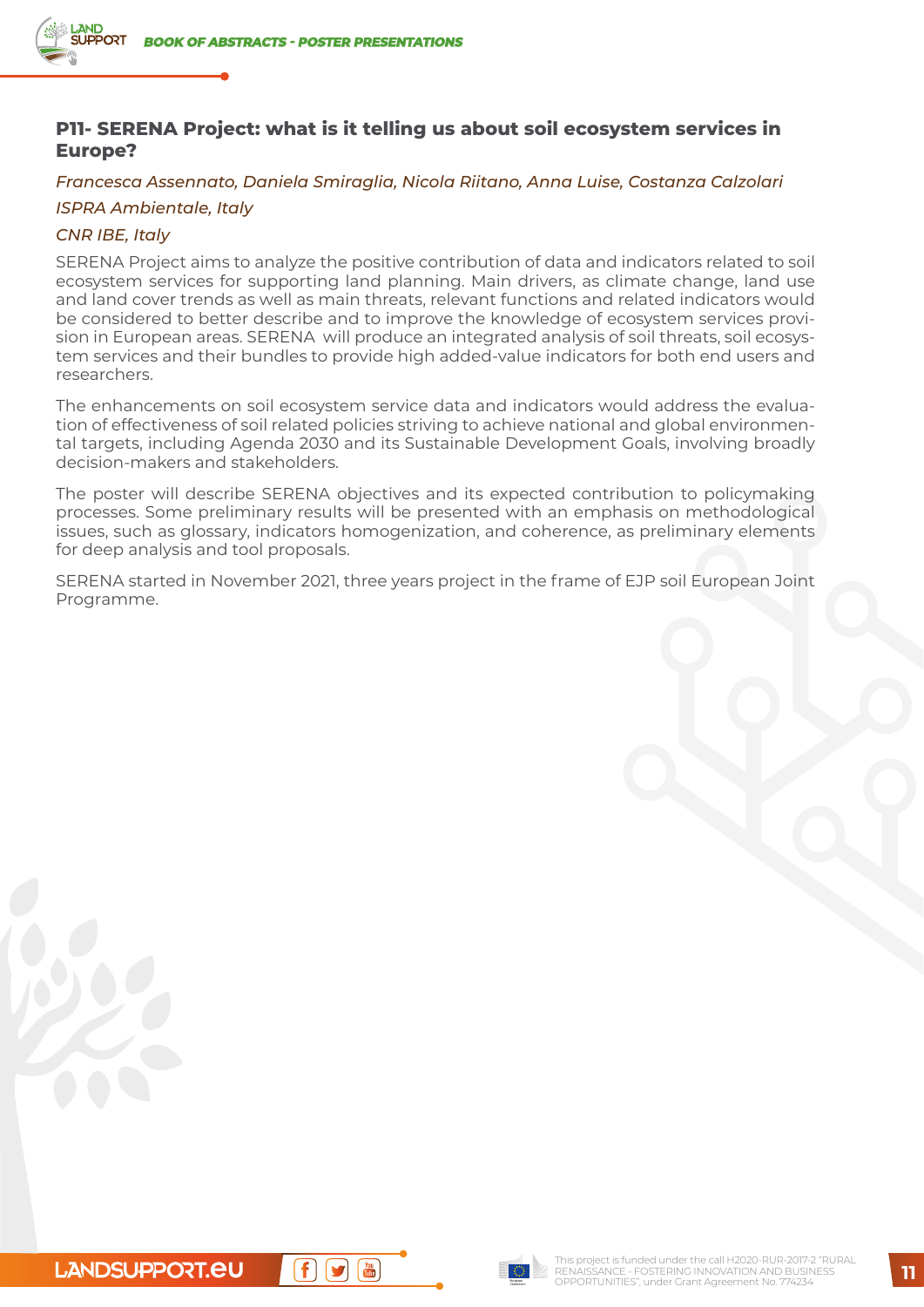## P11- SERENA Project: what is it telling us about soil ecosystem services in Europe?

*Francesca Assennato, Daniela Smiraglia, Nicola Riitano, Anna Luise, Costanza Calzolari*

*ISPRA Ambientale, Italy*

*CNR IBE, Italy*

SERENA Project aims to analyze the positive contribution of data and indicators related to soil ecosystem services for supporting land planning. Main drivers, as climate change, land use and land cover trends as well as main threats, relevant functions and related indicators would be considered to better describe and to improve the knowledge of ecosystem services provision in European areas. SERENA will produce an integrated analysis of soil threats, soil ecosystem services and their bundles to provide high added-value indicators for both end users and researchers.

The enhancements on soil ecosystem service data and indicators would address the evaluation of effectiveness of soil related policies striving to achieve national and global environmental targets, including Agenda 2030 and its Sustainable Development Goals, involving broadly decision-makers and stakeholders.

The poster will describe SERENA objectives and its expected contribution to policymaking processes. Some preliminary results will be presented with an emphasis on methodological issues, such as glossary, indicators homogenization, and coherence, as preliminary elements for deep analysis and tool proposals.

SERENA started in November 2021, three years project in the frame of EJP soil European Joint Programme.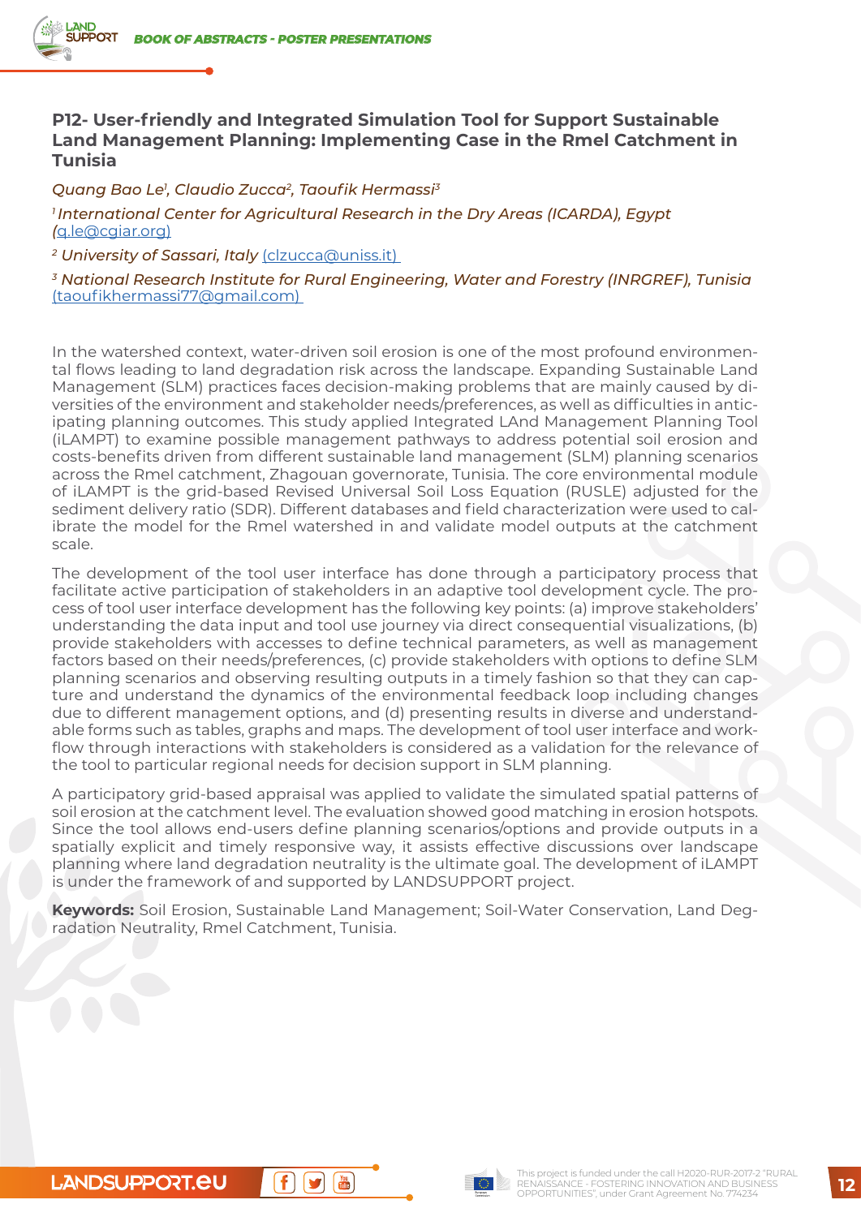## P12- User-friendly and Integrated Simulation Tool for Support Sustainable Land Management Planning: Implementing Case in the Rmel Catchment in Tunisia

*Quang Bao Le[1], Claudio Zucca[2], Taoufik Hermassi[3]*

[1] *International Center for Agricultural Research in the Dry Areas (ICARDA), Egypt (q.le@cgiar.org)*

[2] *University of Sassari, Italy* (clzucca@uniss.it)

[3] *National Research Institute for Rural Engineering, Water and Forestry (INRGREF), Tunisia* (taoufikhermassi77@gmail.com)

In the watershed context, water-driven soil erosion is one of the most profound environmental flows leading to land degradation risk across the landscape. Expanding Sustainable Land Management (SLM) practices faces decision-making problems that are mainly caused by diversities of the environment and stakeholder needs/preferences, as well as difficulties in anticipating planning outcomes. This study applied Integrated LAnd Management Planning Tool (iLAMPT) to examine possible management pathways to address potential soil erosion and costs-benefits driven from different sustainable land management (SLM) planning scenarios across the Rmel catchment, Zhagouan governorate, Tunisia. The core environmental module of iLAMPT is the grid-based Revised Universal Soil Loss Equation (RUSLE) adjusted for the sediment delivery ratio (SDR). Different databases and field characterization were used to calibrate the model for the Rmel watershed in and validate model outputs at the catchment scale.

The development of the tool user interface has done through a participatory process that facilitate active participation of stakeholders in an adaptive tool development cycle. The process of tool user interface development has the following key points: (a) improve stakeholders' understanding the data input and tool use journey via direct consequential visualizations, (b) provide stakeholders with accesses to define technical parameters, as well as management factors based on their needs/preferences, (c) provide stakeholders with options to define SLM planning scenarios and observing resulting outputs in a timely fashion so that they can capture and understand the dynamics of the environmental feedback loop including changes due to different management options, and (d) presenting results in diverse and understandable forms such as tables, graphs and maps. The development of tool user interface and workflow through interactions with stakeholders is considered as a validation for the relevance of the tool to particular regional needs for decision support in SLM planning.

A participatory grid-based appraisal was applied to validate the simulated spatial patterns of soil erosion at the catchment level. The evaluation showed good matching in erosion hotspots. Since the tool allows end-users define planning scenarios/options and provide outputs in a spatially explicit and timely responsive way, it assists effective discussions over landscape planning where land degradation neutrality is the ultimate goal. The development of iLAMPT is under the framework of and supported by LANDSUPPORT project.

**Keywords:** Soil Erosion, Sustainable Land Management; Soil-Water Conservation, Land Degradation Neutrality, Rmel Catchment, Tunisia.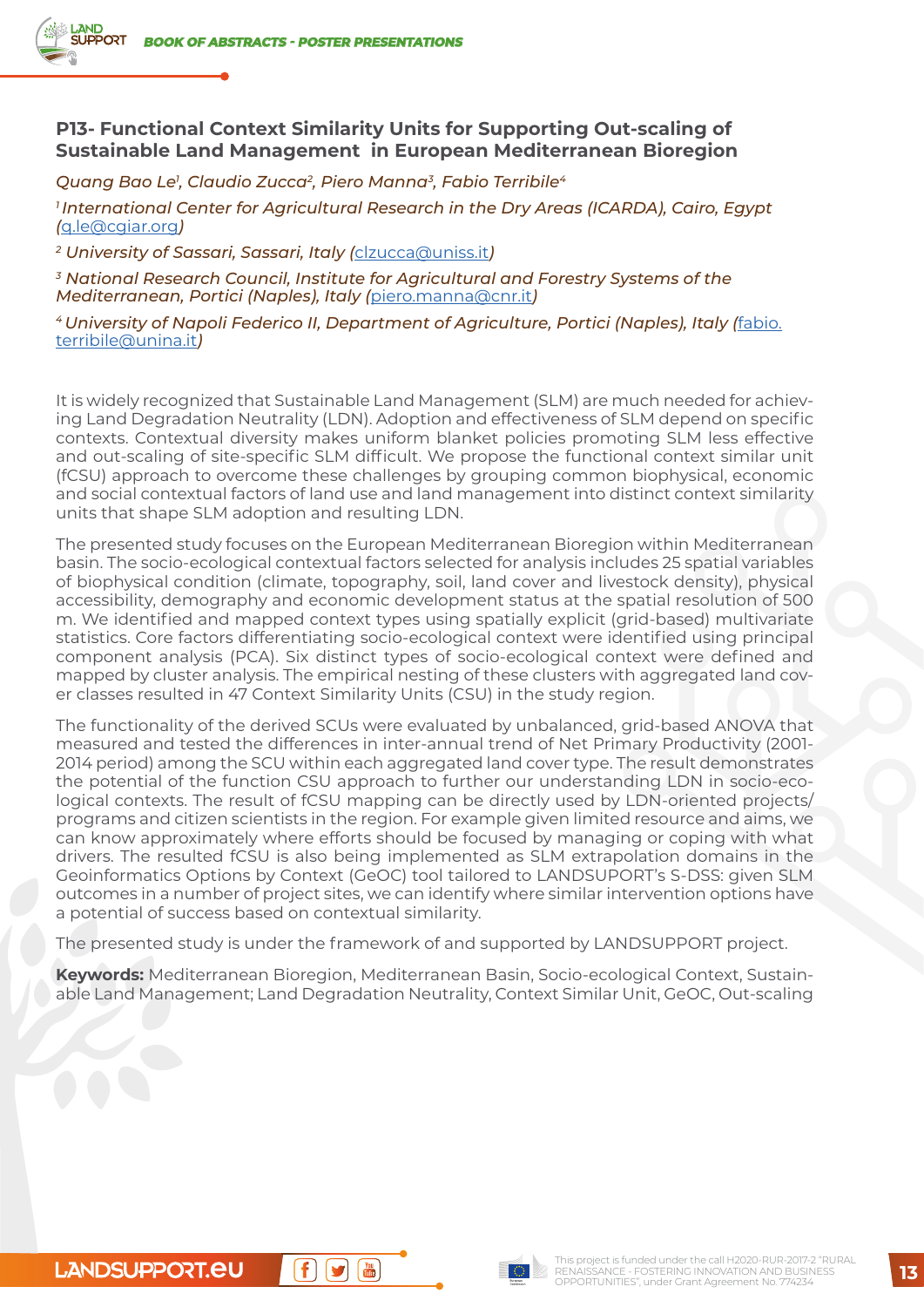## P13- Functional Context Similarity Units for Supporting Out-scaling of Sustainable Land Management in European Mediterranean Bioregion

*Quang Bao Le[1], Claudio Zucca[2], Piero Manna[3], Fabio Terribile[4]*

*[1] International Center for Agricultural Research in the Dry Areas (ICARDA), Cairo, Egypt (q.le@cgiar.org)*

*[2] University of Sassari, Sassari, Italy (clzucca@uniss.it)*

*[3] National Research Council, Institute for Agricultural and Forestry Systems of the Mediterranean, Portici (Naples), Italy (piero.manna@cnr.it)*

*[4] University of Napoli Federico II, Department of Agriculture, Portici (Naples), Italy (fabio.terribile@unina.it)*

It is widely recognized that Sustainable Land Management (SLM) are much needed for achieving Land Degradation Neutrality (LDN). Adoption and effectiveness of SLM depend on specific contexts. Contextual diversity makes uniform blanket policies promoting SLM less effective and out-scaling of site-specific SLM difficult. We propose the functional context similar unit (fCSU) approach to overcome these challenges by grouping common biophysical, economic and social contextual factors of land use and land management into distinct context similarity units that shape SLM adoption and resulting LDN.

The presented study focuses on the European Mediterranean Bioregion within Mediterranean basin. The socio-ecological contextual factors selected for analysis includes 25 spatial variables of biophysical condition (climate, topography, soil, land cover and livestock density), physical accessibility, demography and economic development status at the spatial resolution of 500 m. We identified and mapped context types using spatially explicit (grid-based) multivariate statistics. Core factors differentiating socio-ecological context were identified using principal component analysis (PCA). Six distinct types of socio-ecological context were defined and mapped by cluster analysis. The empirical nesting of these clusters with aggregated land cover classes resulted in 47 Context Similarity Units (CSU) in the study region.

The functionality of the derived SCUs were evaluated by unbalanced, grid-based ANOVA that measured and tested the differences in inter-annual trend of Net Primary Productivity (2001-2014 period) among the SCU within each aggregated land cover type. The result demonstrates the potential of the function CSU approach to further our understanding LDN in socio-ecological contexts. The result of fCSU mapping can be directly used by LDN-oriented projects/programs and citizen scientists in the region. For example given limited resource and aims, we can know approximately where efforts should be focused by managing or coping with what drivers. The resulted fCSU is also being implemented as SLM extrapolation domains in the Geoinformatics Options by Context (GeOC) tool tailored to LANDSUPORT's S-DSS: given SLM outcomes in a number of project sites, we can identify where similar intervention options have a potential of success based on contextual similarity.

The presented study is under the framework of and supported by LANDSUPPORT project.

**Keywords:** Mediterranean Bioregion, Mediterranean Basin, Socio-ecological Context, Sustainable Land Management; Land Degradation Neutrality, Context Similar Unit, GeOC, Out-scaling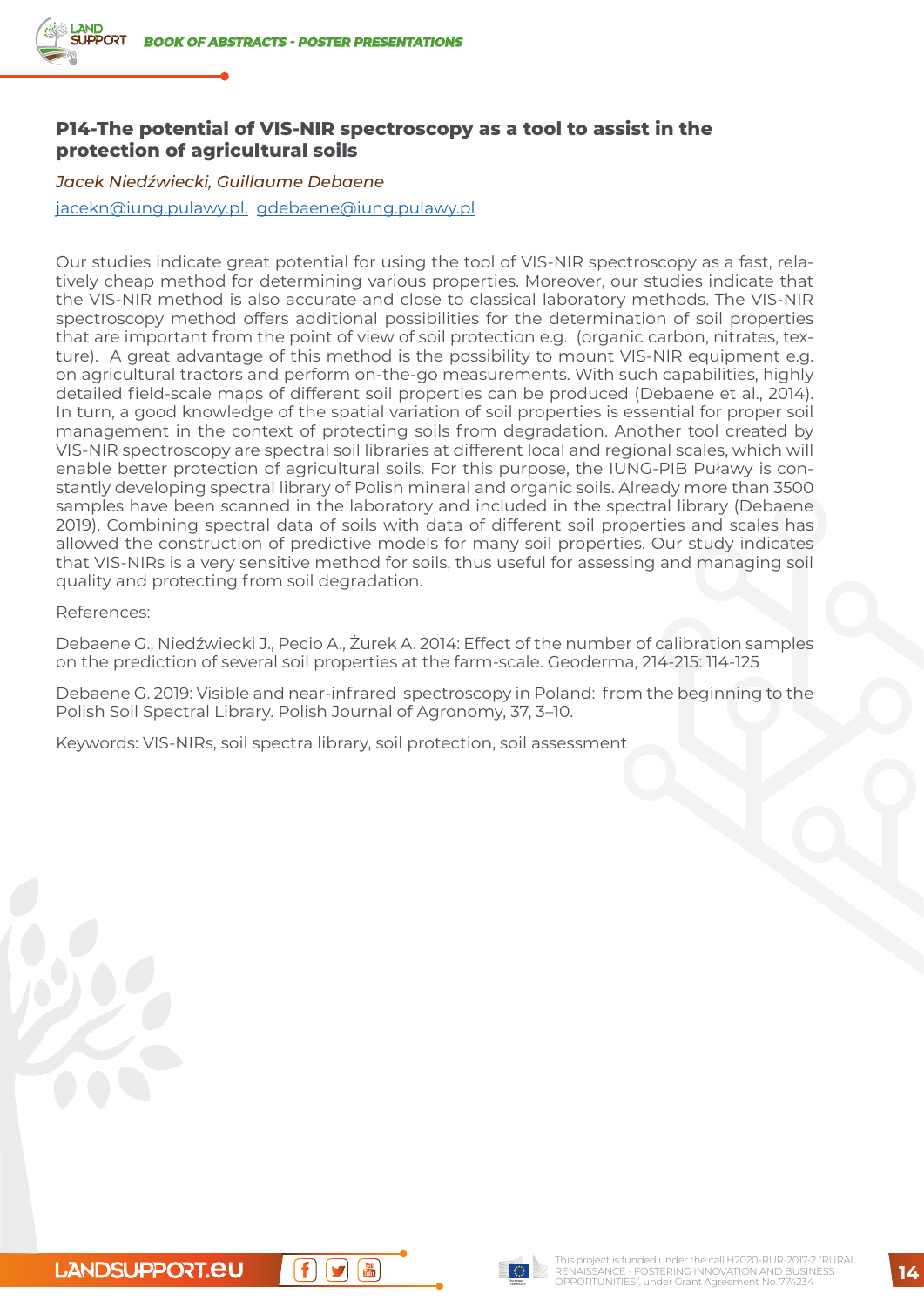## P14-The potential of VIS-NIR spectroscopy as a tool to assist in the protection of agricultural soils

*Jacek Niedźwiecki, Guillaume Debaene*

jacekn@iung.pulawy.pl, gdebaene@iung.pulawy.pl

Our studies indicate great potential for using the tool of VIS-NIR spectroscopy as a fast, relatively cheap method for determining various properties. Moreover, our studies indicate that the VIS-NIR method is also accurate and close to classical laboratory methods. The VIS-NIR spectroscopy method offers additional possibilities for the determination of soil properties that are important from the point of view of soil protection e.g. (organic carbon, nitrates, texture). A great advantage of this method is the possibility to mount VIS-NIR equipment e.g. on agricultural tractors and perform on-the-go measurements. With such capabilities, highly detailed field-scale maps of different soil properties can be produced (Debaene et al., 2014). In turn, a good knowledge of the spatial variation of soil properties is essential for proper soil management in the context of protecting soils from degradation. Another tool created by VIS-NIR spectroscopy are spectral soil libraries at different local and regional scales, which will enable better protection of agricultural soils. For this purpose, the IUNG-PIB Puławy is constantly developing spectral library of Polish mineral and organic soils. Already more than 3500 samples have been scanned in the laboratory and included in the spectral library (Debaene 2019). Combining spectral data of soils with data of different soil properties and scales has allowed the construction of predictive models for many soil properties. Our study indicates that VIS-NIRs is a very sensitive method for soils, thus useful for assessing and managing soil quality and protecting from soil degradation.

References:

Debaene G., Niedźwiecki J., Pecio A., Żurek A. 2014: Effect of the number of calibration samples on the prediction of several soil properties at the farm-scale. Geoderma, 214-215: 114-125

Debaene G. 2019: Visible and near-infrared spectroscopy in Poland: from the beginning to the Polish Soil Spectral Library. Polish Journal of Agronomy, 37, 3–10.

Keywords: VIS-NIRs, soil spectra library, soil protection, soil assessment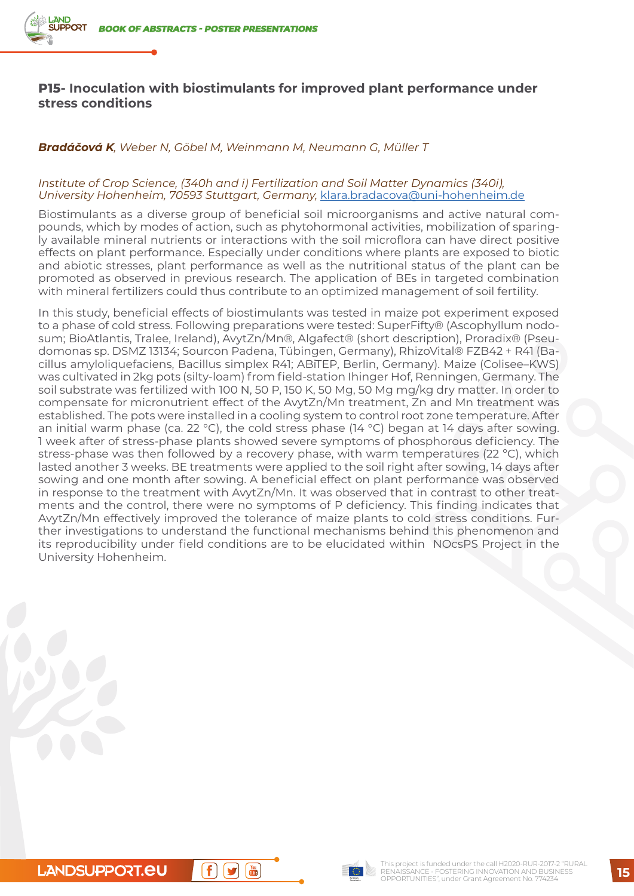## P15- Inoculation with biostimulants for improved plant performance under stress conditions

***Bradáčová K**, Weber N, Göbel M, Weinmann M, Neumann G, Müller T*

*Institute of Crop Science, (340h and i) Fertilization and Soil Matter Dynamics (340i), University Hohenheim, 70593 Stuttgart, Germany,* klara.bradacova@uni-hohenheim.de

Biostimulants as a diverse group of beneficial soil microorganisms and active natural compounds, which by modes of action, such as phytohormonal activities, mobilization of sparingly available mineral nutrients or interactions with the soil microflora can have direct positive effects on plant performance. Especially under conditions where plants are exposed to biotic and abiotic stresses, plant performance as well as the nutritional status of the plant can be promoted as observed in previous research. The application of BEs in targeted combination with mineral fertilizers could thus contribute to an optimized management of soil fertility.

In this study, beneficial effects of biostimulants was tested in maize pot experiment exposed to a phase of cold stress. Following preparations were tested: SuperFifty® (Ascophyllum nodosum; BioAtlantis, Tralee, Ireland), AvytZn/Mn®, Algafect® (short description), Proradix® (Pseudomonas sp. DSMZ 13134; Sourcon Padena, Tübingen, Germany), RhizoVital® FZB42 + R41 (Bacillus amyloliquefaciens, Bacillus simplex R41; ABiTEP, Berlin, Germany). Maize (Colisee–KWS) was cultivated in 2kg pots (silty-loam) from field-station Ihinger Hof, Renningen, Germany. The soil substrate was fertilized with 100 N, 50 P, 150 K, 50 Mg, 50 Mg mg/kg dry matter. In order to compensate for micronutrient effect of the AvytZn/Mn treatment, Zn and Mn treatment was established. The pots were installed in a cooling system to control root zone temperature. After an initial warm phase (ca. 22 °C), the cold stress phase (14 °C) began at 14 days after sowing. 1 week after of stress-phase plants showed severe symptoms of phosphorous deficiency. The stress-phase was then followed by a recovery phase, with warm temperatures (22 °C), which lasted another 3 weeks. BE treatments were applied to the soil right after sowing, 14 days after sowing and one month after sowing. A beneficial effect on plant performance was observed in response to the treatment with AvytZn/Mn. It was observed that in contrast to other treatments and the control, there were no symptoms of P deficiency. This finding indicates that AvytZn/Mn effectively improved the tolerance of maize plants to cold stress conditions. Further investigations to understand the functional mechanisms behind this phenomenon and its reproducibility under field conditions are to be elucidated within NOcsPS Project in the University Hohenheim.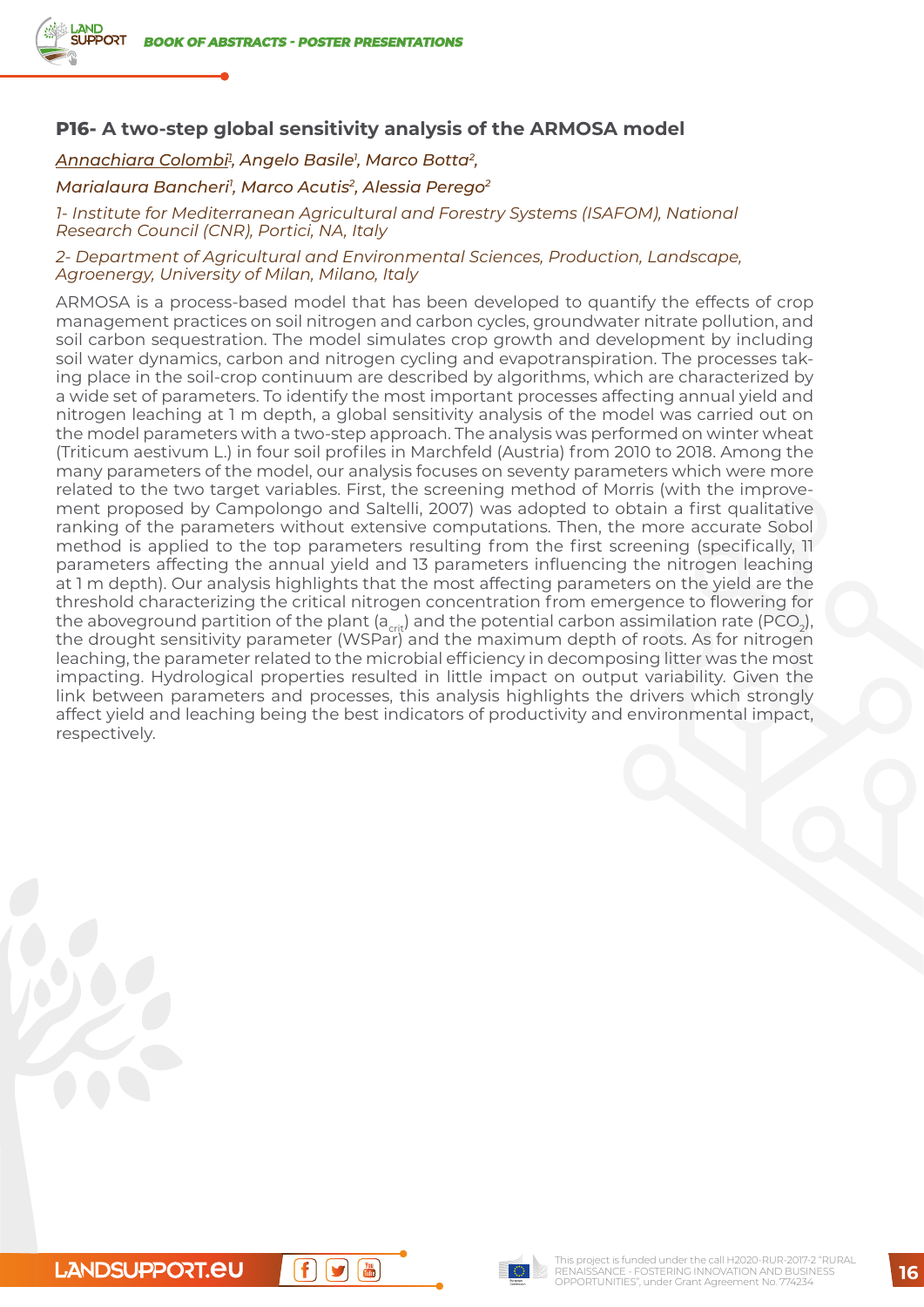### P16- A two-step global sensitivity analysis of the ARMOSA model

*Annachiara Colombi[1], Angelo Basile[1], Marco Botta[2], Marialaura Bancheri[1], Marco Acutis[2], Alessia Perego[2]*

*1- Institute for Mediterranean Agricultural and Forestry Systems (ISAFOM), National Research Council (CNR), Portici, NA, Italy*

*2- Department of Agricultural and Environmental Sciences, Production, Landscape, Agroenergy, University of Milan, Milano, Italy*

ARMOSA is a process-based model that has been developed to quantify the effects of crop management practices on soil nitrogen and carbon cycles, groundwater nitrate pollution, and soil carbon sequestration. The model simulates crop growth and development by including soil water dynamics, carbon and nitrogen cycling and evapotranspiration. The processes taking place in the soil-crop continuum are described by algorithms, which are characterized by a wide set of parameters. To identify the most important processes affecting annual yield and nitrogen leaching at 1 m depth, a global sensitivity analysis of the model was carried out on the model parameters with a two-step approach. The analysis was performed on winter wheat (Triticum aestivum L.) in four soil profiles in Marchfeld (Austria) from 2010 to 2018. Among the many parameters of the model, our analysis focuses on seventy parameters which were more related to the two target variables. First, the screening method of Morris (with the improvement proposed by Campolongo and Saltelli, 2007) was adopted to obtain a first qualitative ranking of the parameters without extensive computations. Then, the more accurate Sobol method is applied to the top parameters resulting from the first screening (specifically, 11 parameters affecting the annual yield and 13 parameters influencing the nitrogen leaching at 1 m depth). Our analysis highlights that the most affecting parameters on the yield are the threshold characterizing the critical nitrogen concentration from emergence to flowering for the aboveground partition of the plant ($a_{crit}$) and the potential carbon assimilation rate ($PCO_2$), the drought sensitivity parameter (WSPar) and the maximum depth of roots. As for nitrogen leaching, the parameter related to the microbial efficiency in decomposing litter was the most impacting. Hydrological properties resulted in little impact on output variability. Given the link between parameters and processes, this analysis highlights the drivers which strongly affect yield and leaching being the best indicators of productivity and environmental impact, respectively.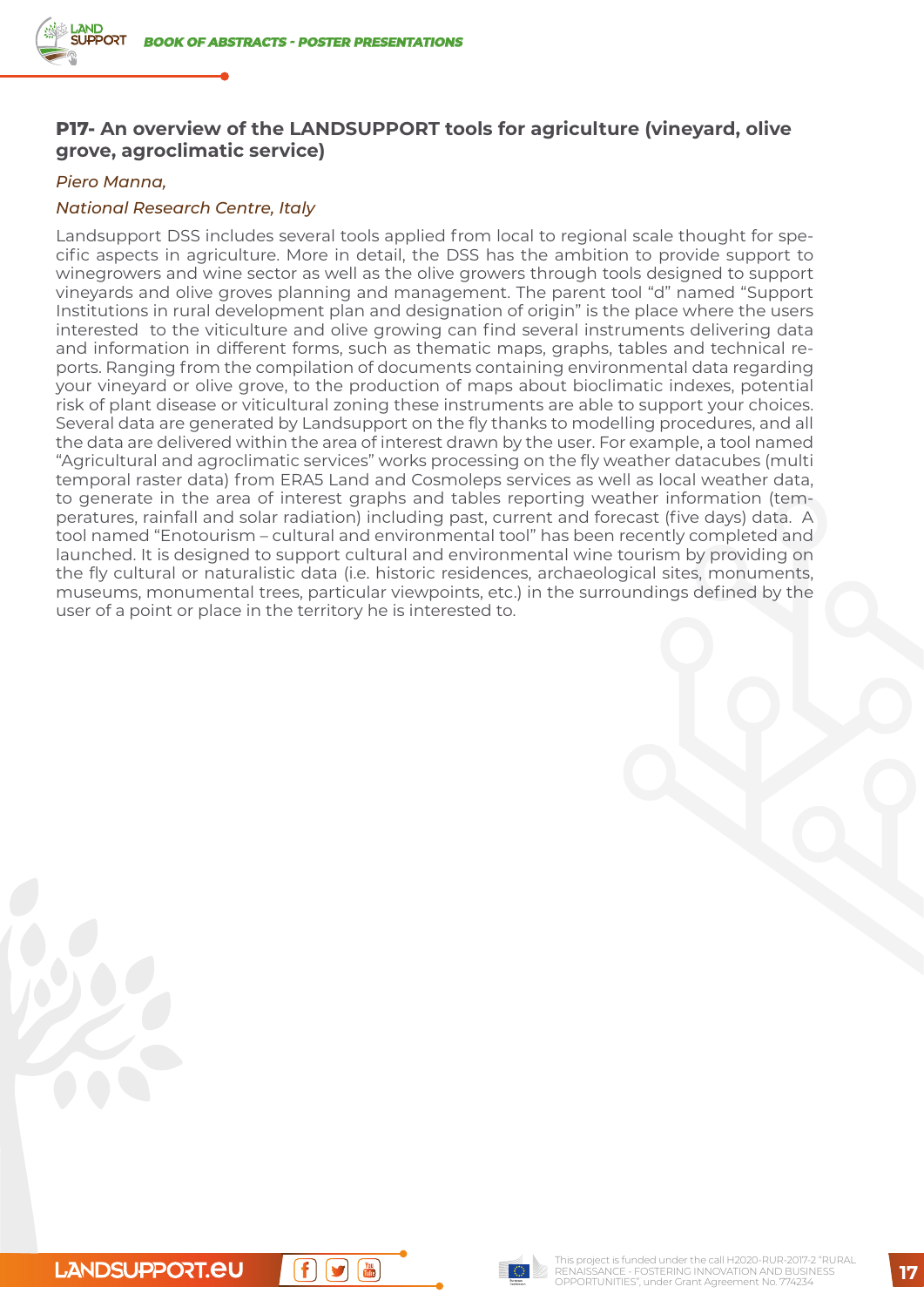## P17- An overview of the LANDSUPPORT tools for agriculture (vineyard, olive grove, agroclimatic service)

*Piero Manna,*

*National Research Centre, Italy*

Landsupport DSS includes several tools applied from local to regional scale thought for specific aspects in agriculture. More in detail, the DSS has the ambition to provide support to winegrowers and wine sector as well as the olive growers through tools designed to support vineyards and olive groves planning and management. The parent tool "d" named "Support Institutions in rural development plan and designation of origin" is the place where the users interested to the viticulture and olive growing can find several instruments delivering data and information in different forms, such as thematic maps, graphs, tables and technical reports. Ranging from the compilation of documents containing environmental data regarding your vineyard or olive grove, to the production of maps about bioclimatic indexes, potential risk of plant disease or viticultural zoning these instruments are able to support your choices. Several data are generated by Landsupport on the fly thanks to modelling procedures, and all the data are delivered within the area of interest drawn by the user. For example, a tool named "Agricultural and agroclimatic services" works processing on the fly weather datacubes (multi temporal raster data) from ERA5 Land and Cosmoleps services as well as local weather data, to generate in the area of interest graphs and tables reporting weather information (temperatures, rainfall and solar radiation) including past, current and forecast (five days) data. A tool named "Enotourism – cultural and environmental tool" has been recently completed and launched. It is designed to support cultural and environmental wine tourism by providing on the fly cultural or naturalistic data (i.e. historic residences, archaeological sites, monuments, museums, monumental trees, particular viewpoints, etc.) in the surroundings defined by the user of a point or place in the territory he is interested to.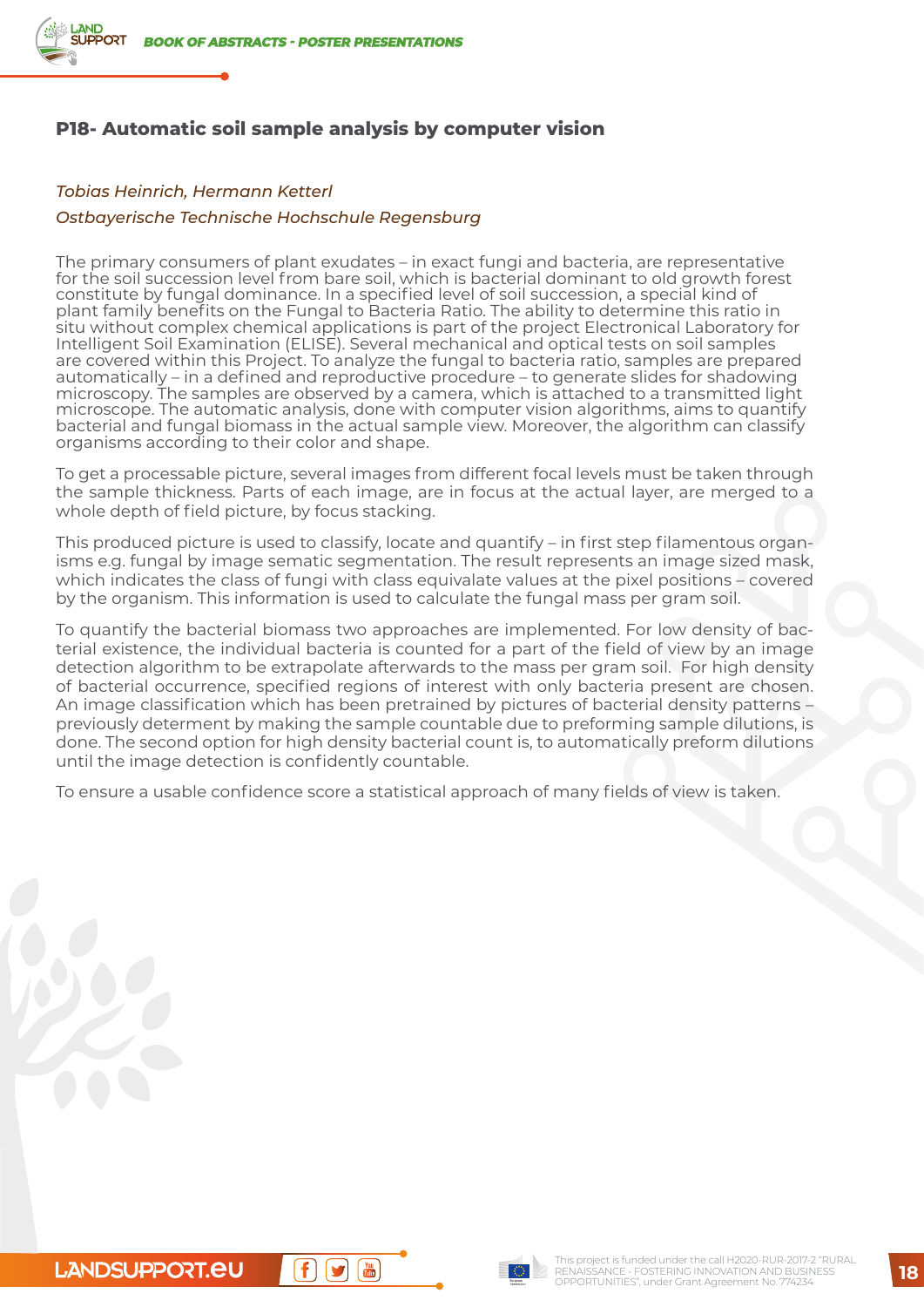## P18- Automatic soil sample analysis by computer vision

*Tobias Heinrich, Hermann Ketterl*

*Ostbayerische Technische Hochschule Regensburg*

The primary consumers of plant exudates – in exact fungi and bacteria, are representative for the soil succession level from bare soil, which is bacterial dominant to old growth forest constitute by fungal dominance. In a specified level of soil succession, a special kind of plant family benefits on the Fungal to Bacteria Ratio. The ability to determine this ratio in situ without complex chemical applications is part of the project Electronical Laboratory for Intelligent Soil Examination (ELISE). Several mechanical and optical tests on soil samples are covered within this Project. To analyze the fungal to bacteria ratio, samples are prepared automatically – in a defined and reproductive procedure – to generate slides for shadowing microscopy. The samples are observed by a camera, which is attached to a transmitted light microscope. The automatic analysis, done with computer vision algorithms, aims to quantify bacterial and fungal biomass in the actual sample view. Moreover, the algorithm can classify organisms according to their color and shape.

To get a processable picture, several images from different focal levels must be taken through the sample thickness. Parts of each image, are in focus at the actual layer, are merged to a whole depth of field picture, by focus stacking.

This produced picture is used to classify, locate and quantify – in first step filamentous organisms e.g. fungal by image sematic segmentation. The result represents an image sized mask, which indicates the class of fungi with class equivalate values at the pixel positions – covered by the organism. This information is used to calculate the fungal mass per gram soil.

To quantify the bacterial biomass two approaches are implemented. For low density of bacterial existence, the individual bacteria is counted for a part of the field of view by an image detection algorithm to be extrapolate afterwards to the mass per gram soil. For high density of bacterial occurrence, specified regions of interest with only bacteria present are chosen. An image classification which has been pretrained by pictures of bacterial density patterns – previously determent by making the sample countable due to preforming sample dilutions, is done. The second option for high density bacterial count is, to automatically preform dilutions until the image detection is confidently countable.

To ensure a usable confidence score a statistical approach of many fields of view is taken.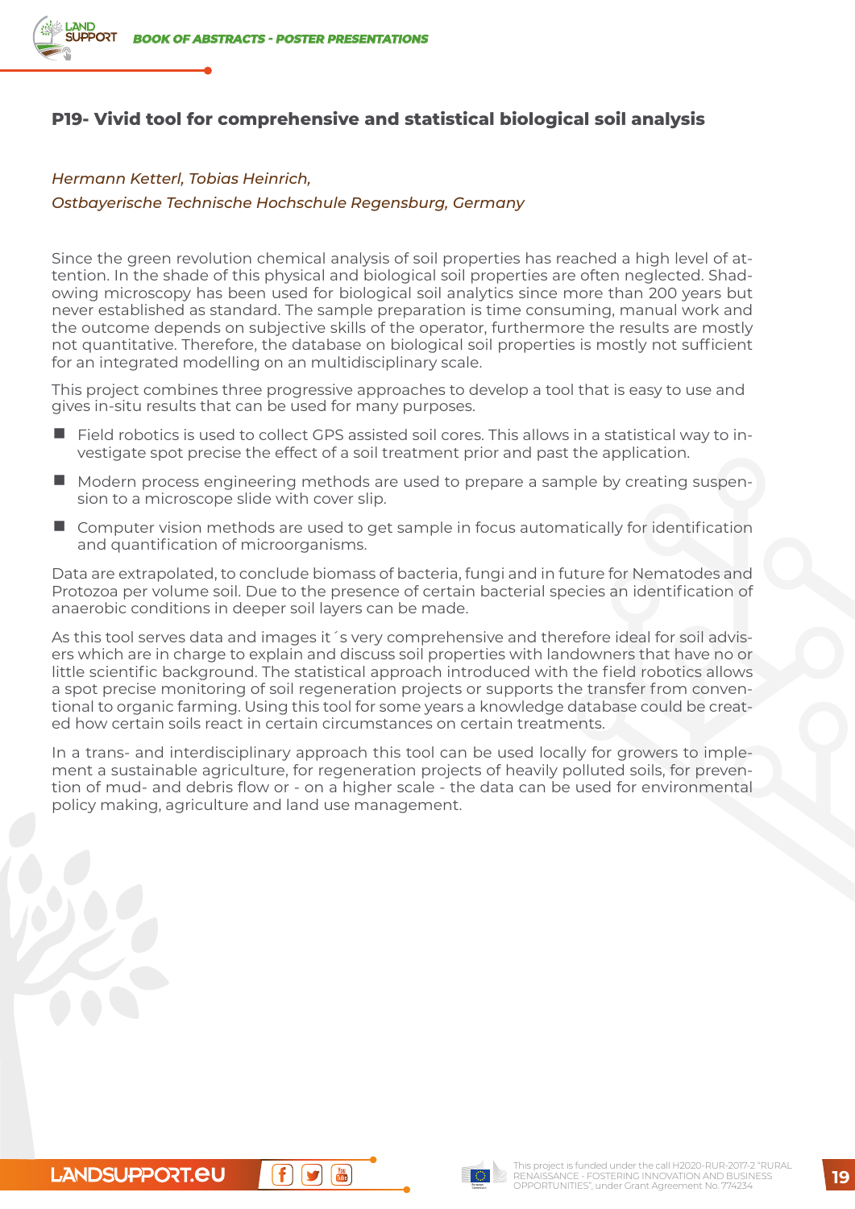## P19- Vivid tool for comprehensive and statistical biological soil analysis

*Hermann Ketterl, Tobias Heinrich,*

*Ostbayerische Technische Hochschule Regensburg, Germany*

Since the green revolution chemical analysis of soil properties has reached a high level of attention. In the shade of this physical and biological soil properties are often neglected. Shadowing microscopy has been used for biological soil analytics since more than 200 years but never established as standard. The sample preparation is time consuming, manual work and the outcome depends on subjective skills of the operator, furthermore the results are mostly not quantitative. Therefore, the database on biological soil properties is mostly not sufficient for an integrated modelling on an multidisciplinary scale.

This project combines three progressive approaches to develop a tool that is easy to use and gives in-situ results that can be used for many purposes.

- Field robotics is used to collect GPS assisted soil cores. This allows in a statistical way to investigate spot precise the effect of a soil treatment prior and past the application.
- Modern process engineering methods are used to prepare a sample by creating suspension to a microscope slide with cover slip.
- Computer vision methods are used to get sample in focus automatically for identification and quantification of microorganisms.

Data are extrapolated, to conclude biomass of bacteria, fungi and in future for Nematodes and Protozoa per volume soil. Due to the presence of certain bacterial species an identification of anaerobic conditions in deeper soil layers can be made.

As this tool serves data and images it´s very comprehensive and therefore ideal for soil advisers which are in charge to explain and discuss soil properties with landowners that have no or little scientific background. The statistical approach introduced with the field robotics allows a spot precise monitoring of soil regeneration projects or supports the transfer from conventional to organic farming. Using this tool for some years a knowledge database could be created how certain soils react in certain circumstances on certain treatments.

In a trans- and interdisciplinary approach this tool can be used locally for growers to implement a sustainable agriculture, for regeneration projects of heavily polluted soils, for prevention of mud- and debris flow or - on a higher scale - the data can be used for environmental policy making, agriculture and land use management.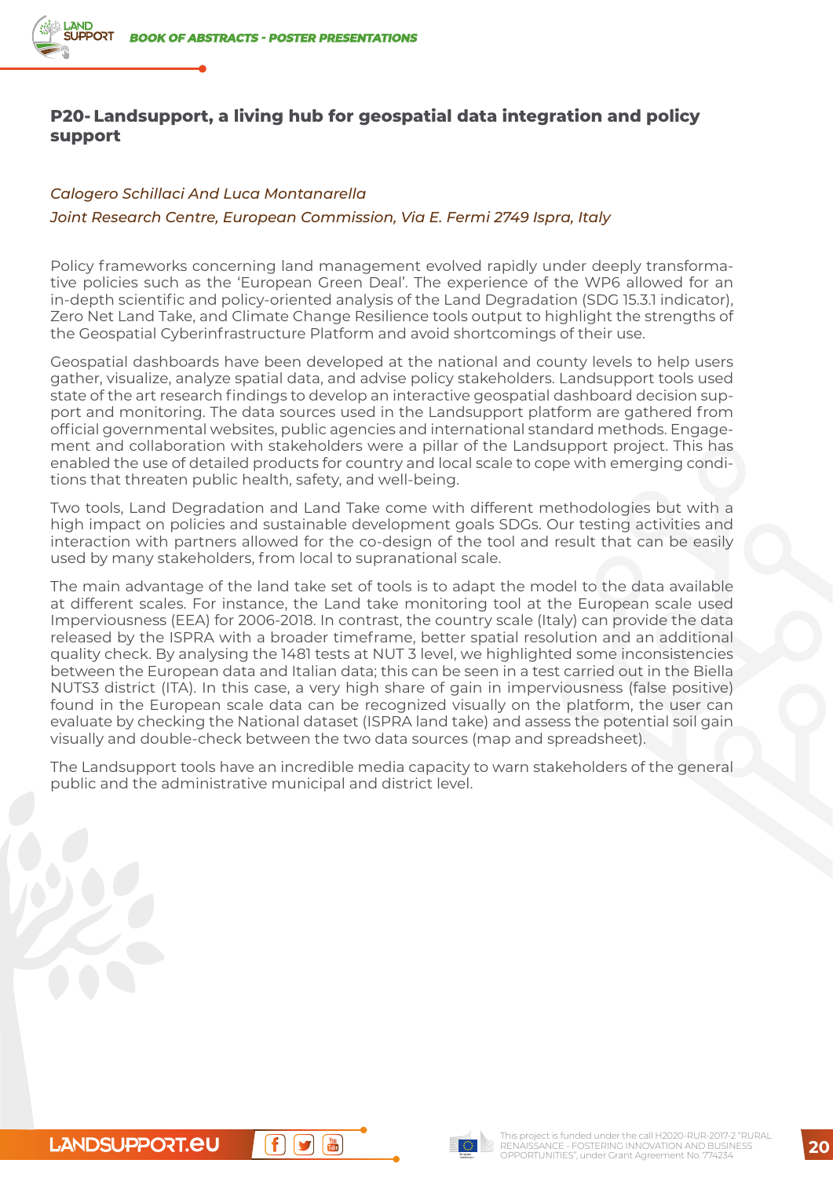## P20- Landsupport, a living hub for geospatial data integration and policy support

*Calogero Schillaci And Luca Montanarella*

*Joint Research Centre, European Commission, Via E. Fermi 2749 Ispra, Italy*

Policy frameworks concerning land management evolved rapidly under deeply transformative policies such as the 'European Green Deal'. The experience of the WP6 allowed for an in-depth scientific and policy-oriented analysis of the Land Degradation (SDG 15.3.1 indicator), Zero Net Land Take, and Climate Change Resilience tools output to highlight the strengths of the Geospatial Cyberinfrastructure Platform and avoid shortcomings of their use.

Geospatial dashboards have been developed at the national and county levels to help users gather, visualize, analyze spatial data, and advise policy stakeholders. Landsupport tools used state of the art research findings to develop an interactive geospatial dashboard decision support and monitoring. The data sources used in the Landsupport platform are gathered from official governmental websites, public agencies and international standard methods. Engagement and collaboration with stakeholders were a pillar of the Landsupport project. This has enabled the use of detailed products for country and local scale to cope with emerging conditions that threaten public health, safety, and well-being.

Two tools, Land Degradation and Land Take come with different methodologies but with a high impact on policies and sustainable development goals SDGs. Our testing activities and interaction with partners allowed for the co-design of the tool and result that can be easily used by many stakeholders, from local to supranational scale.

The main advantage of the land take set of tools is to adapt the model to the data available at different scales. For instance, the Land take monitoring tool at the European scale used Imperviousness (EEA) for 2006-2018. In contrast, the country scale (Italy) can provide the data released by the ISPRA with a broader timeframe, better spatial resolution and an additional quality check. By analysing the 1481 tests at NUT 3 level, we highlighted some inconsistencies between the European data and Italian data; this can be seen in a test carried out in the Biella NUTS3 district (ITA). In this case, a very high share of gain in imperviousness (false positive) found in the European scale data can be recognized visually on the platform, the user can evaluate by checking the National dataset (ISPRA land take) and assess the potential soil gain visually and double-check between the two data sources (map and spreadsheet).

The Landsupport tools have an incredible media capacity to warn stakeholders of the general public and the administrative municipal and district level.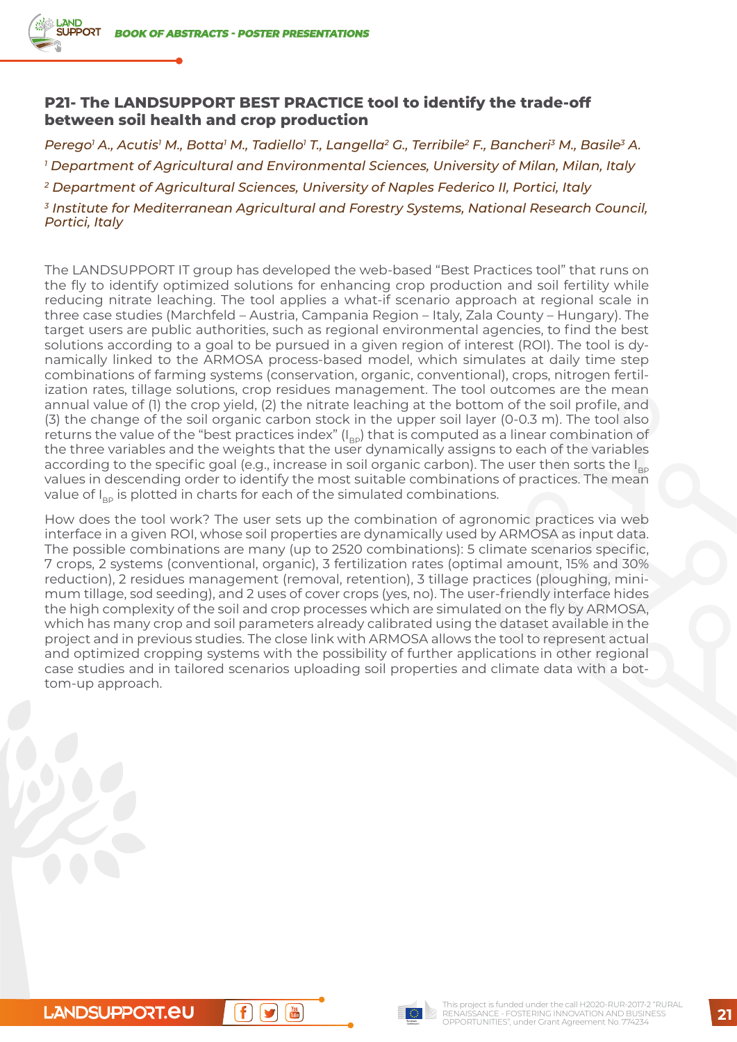## P21- The LANDSUPPORT BEST PRACTICE tool to identify the trade-off between soil health and crop production

*Perego[1] A., Acutis[1] M., Botta[1] M., Tadiello[1] T., Langella[2] G., Terribile[2] F., Bancheri[3] M., Basile[3] A.*

*[1] Department of Agricultural and Environmental Sciences, University of Milan, Milan, Italy*

*[2] Department of Agricultural Sciences, University of Naples Federico II, Portici, Italy*

*[3] Institute for Mediterranean Agricultural and Forestry Systems, National Research Council, Portici, Italy*

The LANDSUPPORT IT group has developed the web-based "Best Practices tool" that runs on the fly to identify optimized solutions for enhancing crop production and soil fertility while reducing nitrate leaching. The tool applies a what-if scenario approach at regional scale in three case studies (Marchfeld – Austria, Campania Region – Italy, Zala County – Hungary). The target users are public authorities, such as regional environmental agencies, to find the best solutions according to a goal to be pursued in a given region of interest (ROI). The tool is dynamically linked to the ARMOSA process-based model, which simulates at daily time step combinations of farming systems (conservation, organic, conventional), crops, nitrogen fertilization rates, tillage solutions, crop residues management. The tool outcomes are the mean annual value of (1) the crop yield, (2) the nitrate leaching at the bottom of the soil profile, and (3) the change of the soil organic carbon stock in the upper soil layer (0-0.3 m). The tool also returns the value of the "best practices index" ($I_{BP}$) that is computed as a linear combination of the three variables and the weights that the user dynamically assigns to each of the variables according to the specific goal (e.g., increase in soil organic carbon). The user then sorts the $I_{BP}$ values in descending order to identify the most suitable combinations of practices. The mean value of $I_{BP}$ is plotted in charts for each of the simulated combinations.

How does the tool work? The user sets up the combination of agronomic practices via web interface in a given ROI, whose soil properties are dynamically used by ARMOSA as input data. The possible combinations are many (up to 2520 combinations): 5 climate scenarios specific, 7 crops, 2 systems (conventional, organic), 3 fertilization rates (optimal amount, 15% and 30% reduction), 2 residues management (removal, retention), 3 tillage practices (ploughing, minimum tillage, sod seeding), and 2 uses of cover crops (yes, no). The user-friendly interface hides the high complexity of the soil and crop processes which are simulated on the fly by ARMOSA, which has many crop and soil parameters already calibrated using the dataset available in the project and in previous studies. The close link with ARMOSA allows the tool to represent actual and optimized cropping systems with the possibility of further applications in other regional case studies and in tailored scenarios uploading soil properties and climate data with a bottom-up approach.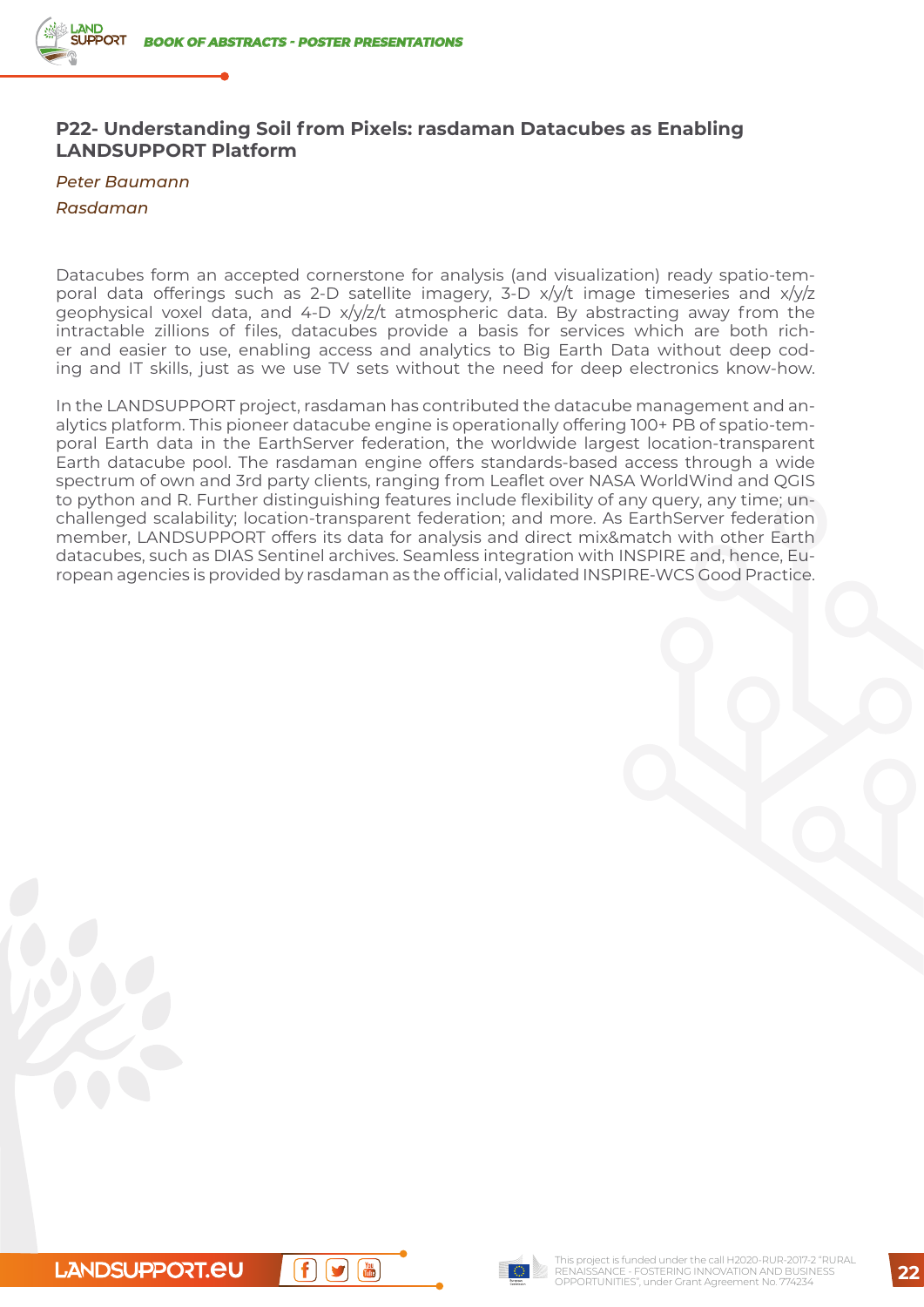## P22- Understanding Soil from Pixels: rasdaman Datacubes as Enabling LANDSUPPORT Platform

*Peter Baumann*

*Rasdaman*

Datacubes form an accepted cornerstone for analysis (and visualization) ready spatio-temporal data offerings such as 2-D satellite imagery, 3-D x/y/t image timeseries and x/y/z geophysical voxel data, and 4-D x/y/z/t atmospheric data. By abstracting away from the intractable zillions of files, datacubes provide a basis for services which are both richer and easier to use, enabling access and analytics to Big Earth Data without deep coding and IT skills, just as we use TV sets without the need for deep electronics know-how.

In the LANDSUPPORT project, rasdaman has contributed the datacube management and analytics platform. This pioneer datacube engine is operationally offering 100+ PB of spatio-temporal Earth data in the EarthServer federation, the worldwide largest location-transparent Earth datacube pool. The rasdaman engine offers standards-based access through a wide spectrum of own and 3rd party clients, ranging from Leaflet over NASA WorldWind and QGIS to python and R. Further distinguishing features include flexibility of any query, any time; unchallenged scalability; location-transparent federation; and more. As EarthServer federation member, LANDSUPPORT offers its data for analysis and direct mix&match with other Earth datacubes, such as DIAS Sentinel archives. Seamless integration with INSPIRE and, hence, European agencies is provided by rasdaman as the official, validated INSPIRE-WCS Good Practice.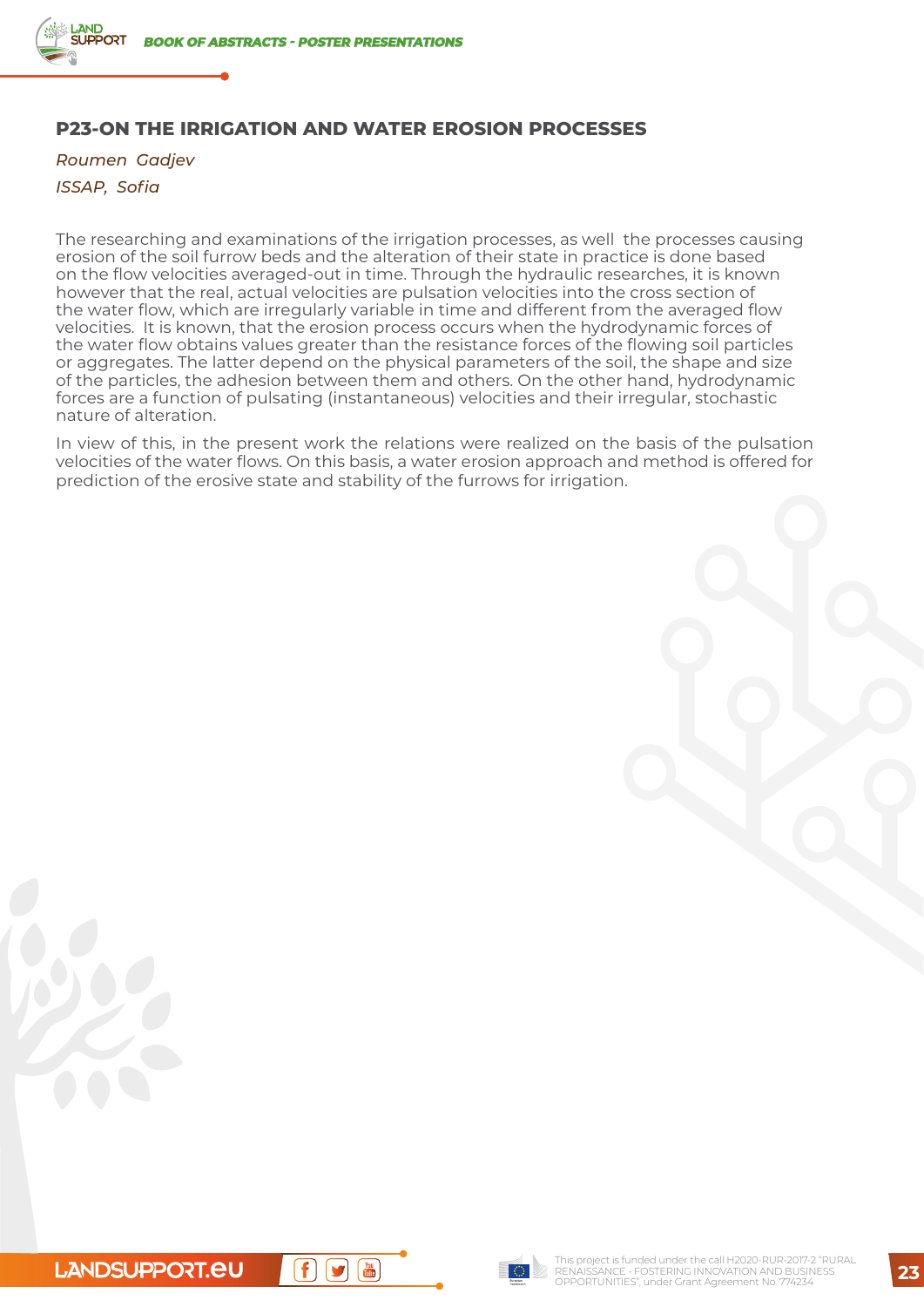## P23-ON THE IRRIGATION AND WATER EROSION PROCESSES

*Roumen Gadjev*

*ISSAP, Sofia*

The researching and examinations of the irrigation processes, as well the processes causing erosion of the soil furrow beds and the alteration of their state in practice is done based on the flow velocities averaged-out in time. Through the hydraulic researches, it is known however that the real, actual velocities are pulsation velocities into the cross section of the water flow, which are irregularly variable in time and different from the averaged flow velocities. It is known, that the erosion process occurs when the hydrodynamic forces of the water flow obtains values greater than the resistance forces of the flowing soil particles or aggregates. The latter depend on the physical parameters of the soil, the shape and size of the particles, the adhesion between them and others. On the other hand, hydrodynamic forces are a function of pulsating (instantaneous) velocities and their irregular, stochastic nature of alteration.

In view of this, in the present work the relations were realized on the basis of the pulsation velocities of the water flows. On this basis, a water erosion approach and method is offered for prediction of the erosive state and stability of the furrows for irrigation.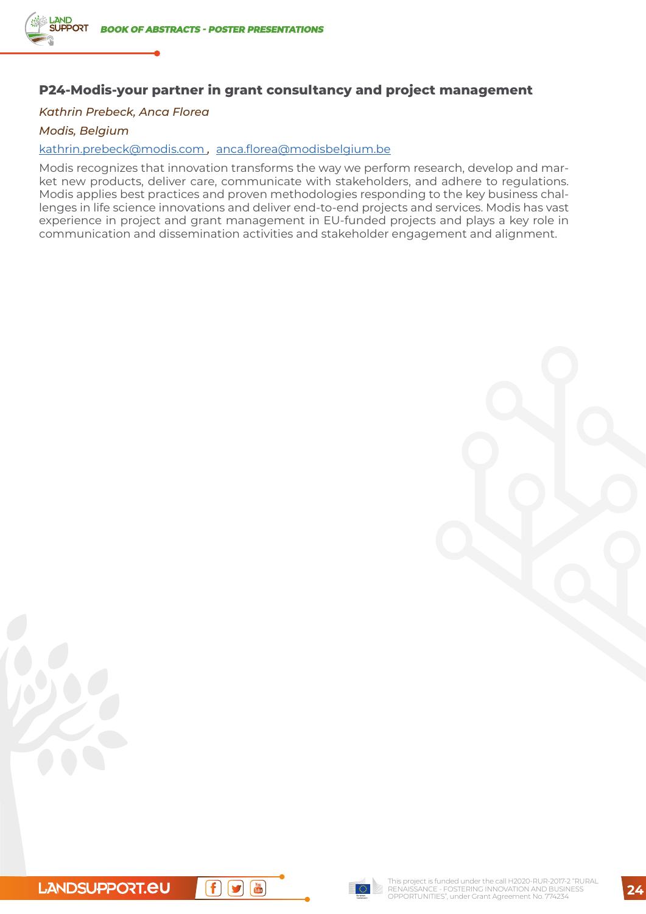### P24-Modis-your partner in grant consultancy and project management

*Kathrin Prebeck, Anca Florea*

*Modis, Belgium*

kathrin.prebeck@modis.com , anca.florea@modisbelgium.be

Modis recognizes that innovation transforms the way we perform research, develop and market new products, deliver care, communicate with stakeholders, and adhere to regulations. Modis applies best practices and proven methodologies responding to the key business challenges in life science innovations and deliver end-to-end projects and services. Modis has vast experience in project and grant management in EU-funded projects and plays a key role in communication and dissemination activities and stakeholder engagement and alignment.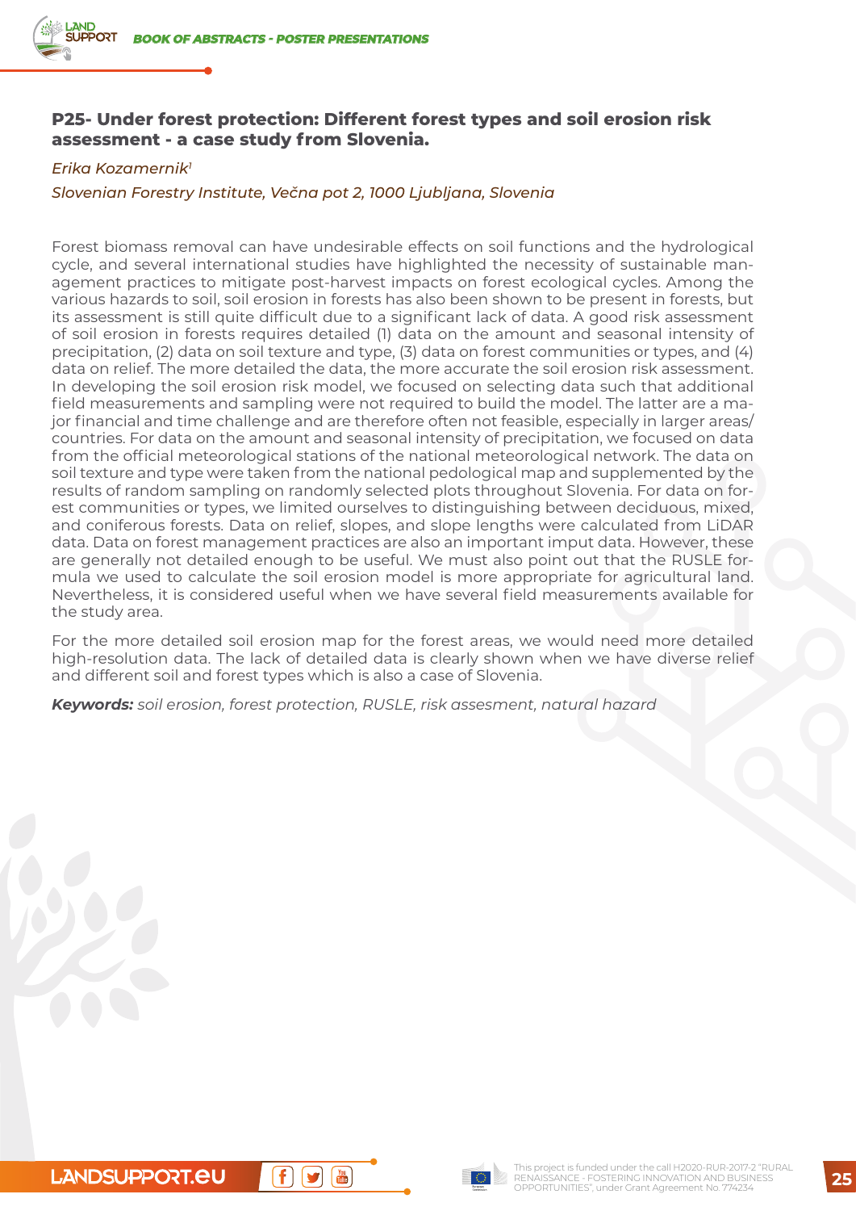## P25- Under forest protection: Different forest types and soil erosion risk assessment - a case study from Slovenia.

*Erika Kozamernik*[1]

*Slovenian Forestry Institute, Večna pot 2, 1000 Ljubljana, Slovenia*

Forest biomass removal can have undesirable effects on soil functions and the hydrological cycle, and several international studies have highlighted the necessity of sustainable management practices to mitigate post-harvest impacts on forest ecological cycles. Among the various hazards to soil, soil erosion in forests has also been shown to be present in forests, but its assessment is still quite difficult due to a significant lack of data. A good risk assessment of soil erosion in forests requires detailed (1) data on the amount and seasonal intensity of precipitation, (2) data on soil texture and type, (3) data on forest communities or types, and (4) data on relief. The more detailed the data, the more accurate the soil erosion risk assessment. In developing the soil erosion risk model, we focused on selecting data such that additional field measurements and sampling were not required to build the model. The latter are a major financial and time challenge and are therefore often not feasible, especially in larger areas/countries. For data on the amount and seasonal intensity of precipitation, we focused on data from the official meteorological stations of the national meteorological network. The data on soil texture and type were taken from the national pedological map and supplemented by the results of random sampling on randomly selected plots throughout Slovenia. For data on forest communities or types, we limited ourselves to distinguishing between deciduous, mixed, and coniferous forests. Data on relief, slopes, and slope lengths were calculated from LiDAR data. Data on forest management practices are also an important imput data. However, these are generally not detailed enough to be useful. We must also point out that the RUSLE formula we used to calculate the soil erosion model is more appropriate for agricultural land. Nevertheless, it is considered useful when we have several field measurements available for the study area.

For the more detailed soil erosion map for the forest areas, we would need more detailed high-resolution data. The lack of detailed data is clearly shown when we have diverse relief and different soil and forest types which is also a case of Slovenia.

***Keywords:*** *soil erosion, forest protection, RUSLE, risk assesment, natural hazard*